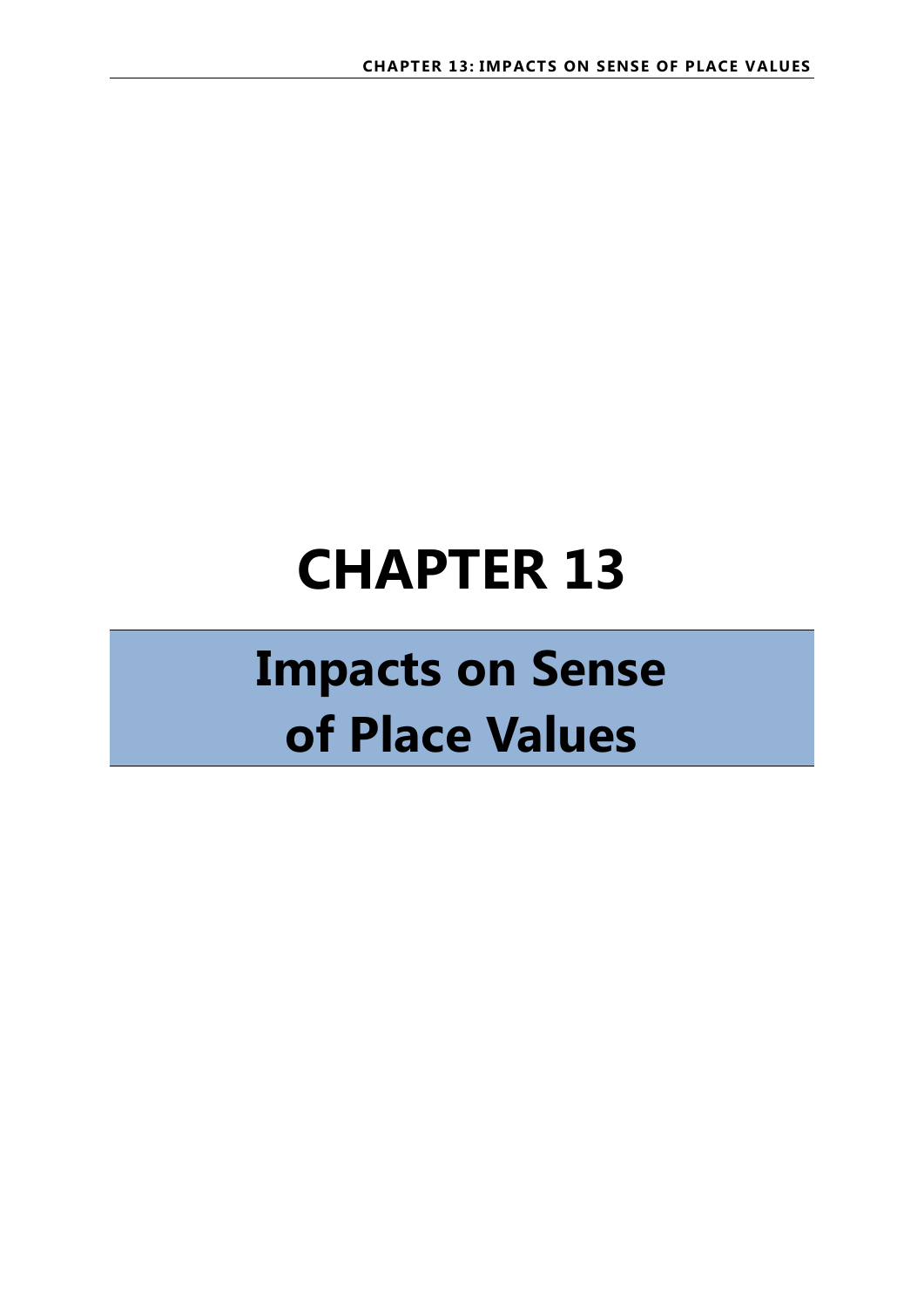# CHAPTER 13

## Impacts on Sense of Place Values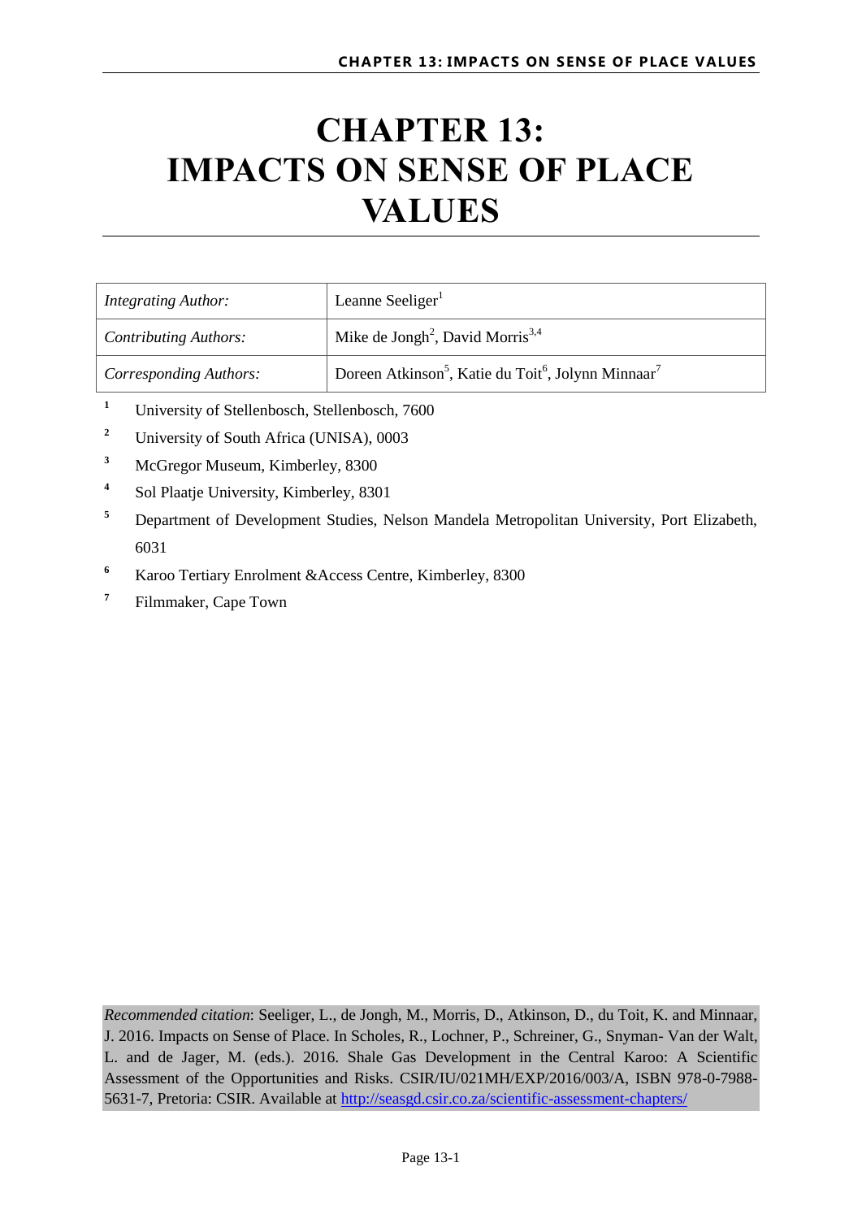# CHAPTER 13: IMPACTS ON SENSE OF PLACE VALUES

| *Integrating Author:* | Leanne Seeliger[1] |
|---|---|
| *Contributing Authors:* | Mike de Jongh[2], David Morris[3,4] |
| *Corresponding Authors:* | Doreen Atkinson[5], Katie du Toit[6], Jolynn Minnaar[7] |

[1] University of Stellenbosch, Stellenbosch, 7600

[2] University of South Africa (UNISA), 0003

[3] McGregor Museum, Kimberley, 8300

[4] Sol Plaatje University, Kimberley, 8301

[5] Department of Development Studies, Nelson Mandela Metropolitan University, Port Elizabeth, 6031

[6] Karoo Tertiary Enrolment &Access Centre, Kimberley, 8300

[7] Filmmaker, Cape Town

*Recommended citation*: Seeliger, L., de Jongh, M., Morris, D., Atkinson, D., du Toit, K. and Minnaar, J. 2016. Impacts on Sense of Place. In Scholes, R., Lochner, P., Schreiner, G., Snyman- Van der Walt, L. and de Jager, M. (eds.). 2016. Shale Gas Development in the Central Karoo: A Scientific Assessment of the Opportunities and Risks. CSIR/IU/021MH/EXP/2016/003/A, ISBN 978-0-7988-5631-7, Pretoria: CSIR. Available at http://seasgd.csir.co.za/scientific-assessment-chapters/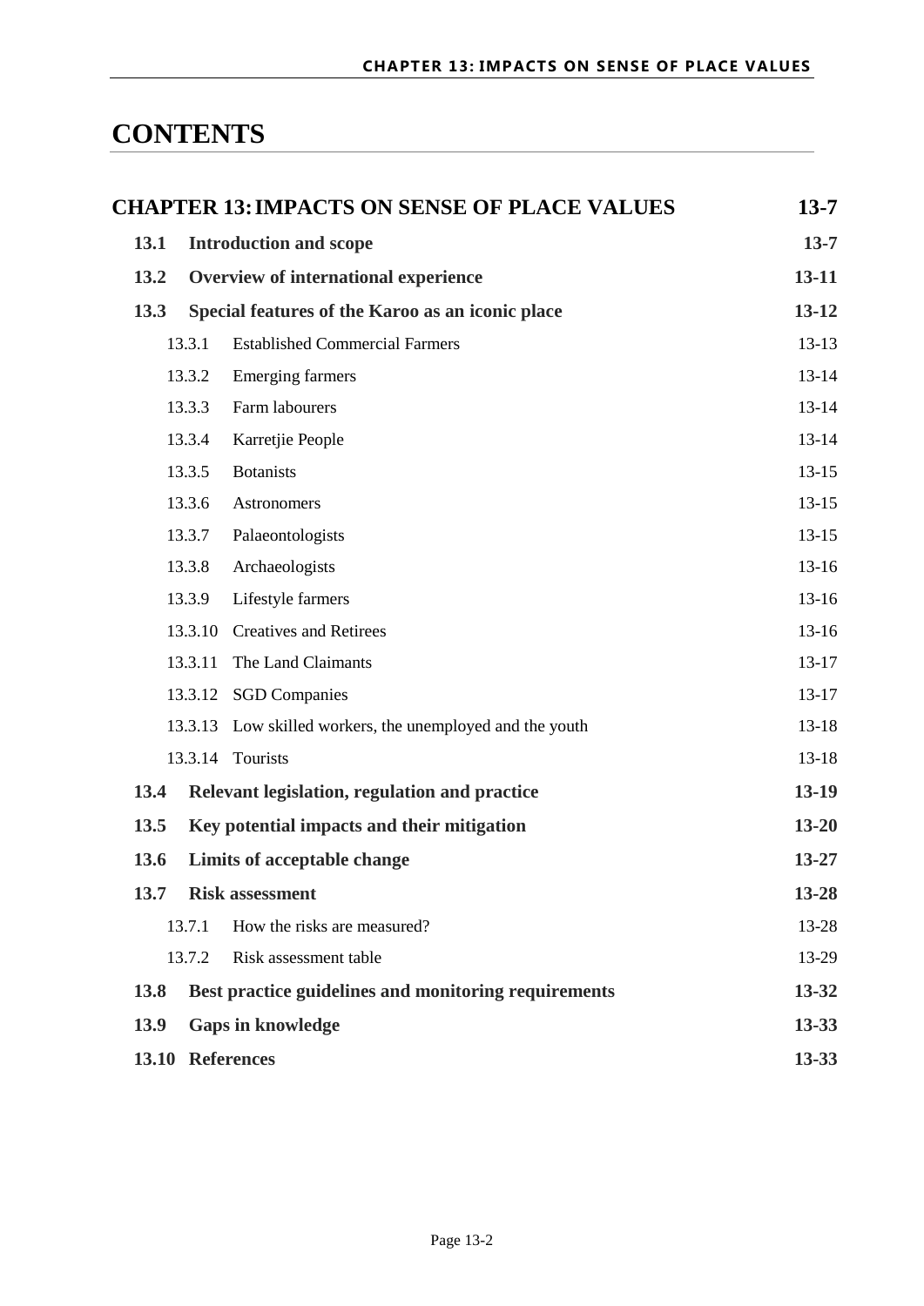# CONTENTS

| | | |
|---|---|---|
| **CHAPTER 13: IMPACTS ON SENSE OF PLACE VALUES** | | **13-7** |
| **13.1** | **Introduction and scope** | **13-7** |
| **13.2** | **Overview of international experience** | **13-11** |
| **13.3** | **Special features of the Karoo as an iconic place** | **13-12** |
| 13.3.1 | Established Commercial Farmers | 13-13 |
| 13.3.2 | Emerging farmers | 13-14 |
| 13.3.3 | Farm labourers | 13-14 |
| 13.3.4 | Karretjie People | 13-14 |
| 13.3.5 | Botanists | 13-15 |
| 13.3.6 | Astronomers | 13-15 |
| 13.3.7 | Palaeontologists | 13-15 |
| 13.3.8 | Archaeologists | 13-16 |
| 13.3.9 | Lifestyle farmers | 13-16 |
| 13.3.10 | Creatives and Retirees | 13-16 |
| 13.3.11 | The Land Claimants | 13-17 |
| 13.3.12 | SGD Companies | 13-17 |
| 13.3.13 | Low skilled workers, the unemployed and the youth | 13-18 |
| 13.3.14 | Tourists | 13-18 |
| **13.4** | **Relevant legislation, regulation and practice** | **13-19** |
| **13.5** | **Key potential impacts and their mitigation** | **13-20** |
| **13.6** | **Limits of acceptable change** | **13-27** |
| **13.7** | **Risk assessment** | **13-28** |
| 13.7.1 | How the risks are measured? | 13-28 |
| 13.7.2 | Risk assessment table | 13-29 |
| **13.8** | **Best practice guidelines and monitoring requirements** | **13-32** |
| **13.9** | **Gaps in knowledge** | **13-33** |
| **13.10** | **References** | **13-33** |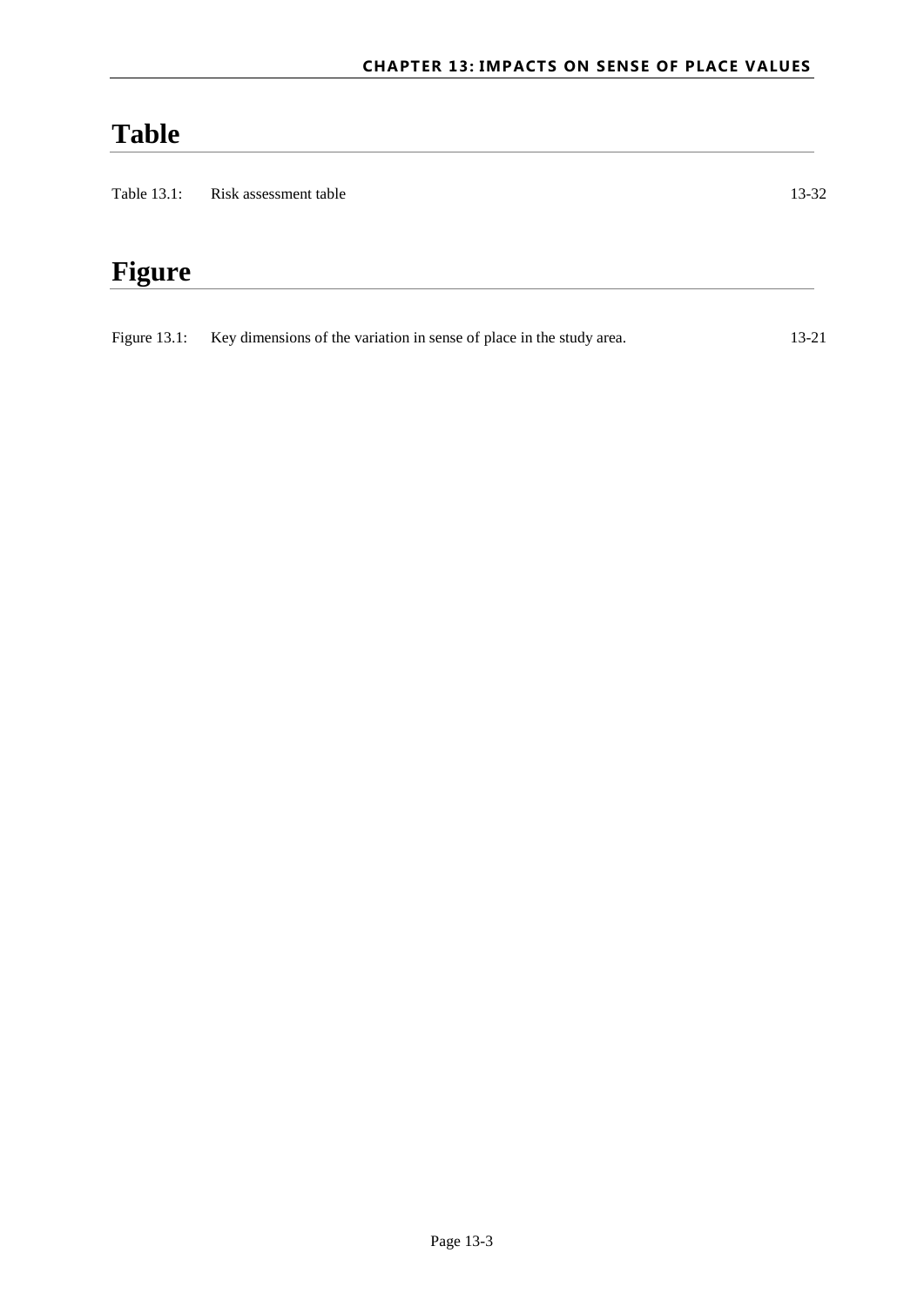# Table

Table 13.1: Risk assessment table 13-32

# Figure

Figure 13.1: Key dimensions of the variation in sense of place in the study area. 13-21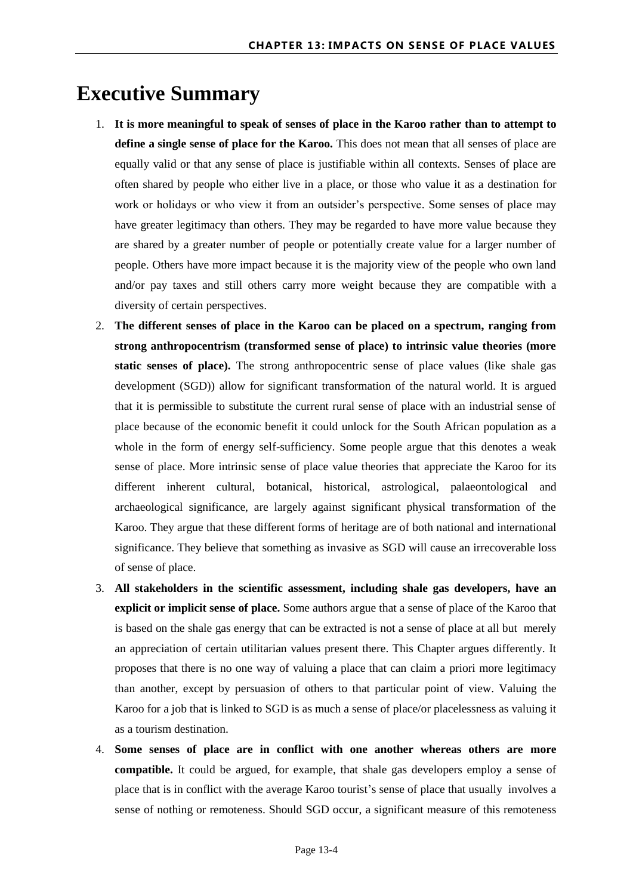# Executive Summary

1. **It is more meaningful to speak of senses of place in the Karoo rather than to attempt to define a single sense of place for the Karoo.** This does not mean that all senses of place are equally valid or that any sense of place is justifiable within all contexts. Senses of place are often shared by people who either live in a place, or those who value it as a destination for work or holidays or who view it from an outsider's perspective. Some senses of place may have greater legitimacy than others. They may be regarded to have more value because they are shared by a greater number of people or potentially create value for a larger number of people. Others have more impact because it is the majority view of the people who own land and/or pay taxes and still others carry more weight because they are compatible with a diversity of certain perspectives.
2. **The different senses of place in the Karoo can be placed on a spectrum, ranging from strong anthropocentrism (transformed sense of place) to intrinsic value theories (more static senses of place).** The strong anthropocentric sense of place values (like shale gas development (SGD)) allow for significant transformation of the natural world. It is argued that it is permissible to substitute the current rural sense of place with an industrial sense of place because of the economic benefit it could unlock for the South African population as a whole in the form of energy self-sufficiency. Some people argue that this denotes a weak sense of place. More intrinsic sense of place value theories that appreciate the Karoo for its different inherent cultural, botanical, historical, astrological, palaeontological and archaeological significance, are largely against significant physical transformation of the Karoo. They argue that these different forms of heritage are of both national and international significance. They believe that something as invasive as SGD will cause an irrecoverable loss of sense of place.
3. **All stakeholders in the scientific assessment, including shale gas developers, have an explicit or implicit sense of place.** Some authors argue that a sense of place of the Karoo that is based on the shale gas energy that can be extracted is not a sense of place at all but merely an appreciation of certain utilitarian values present there. This Chapter argues differently. It proposes that there is no one way of valuing a place that can claim a priori more legitimacy than another, except by persuasion of others to that particular point of view. Valuing the Karoo for a job that is linked to SGD is as much a sense of place/or placelessness as valuing it as a tourism destination.
4. **Some senses of place are in conflict with one another whereas others are more compatible.** It could be argued, for example, that shale gas developers employ a sense of place that is in conflict with the average Karoo tourist's sense of place that usually involves a sense of nothing or remoteness. Should SGD occur, a significant measure of this remoteness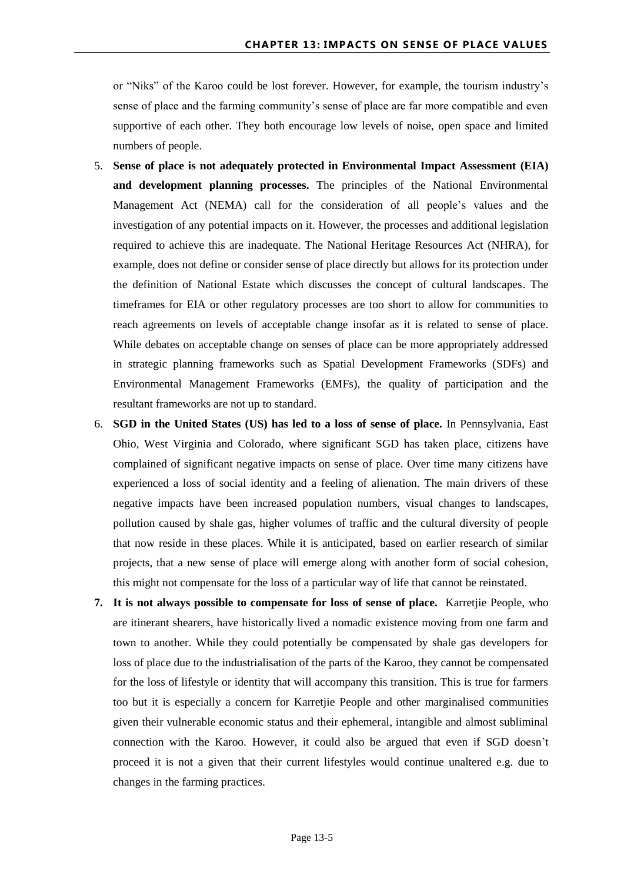or "Niks" of the Karoo could be lost forever. However, for example, the tourism industry's sense of place and the farming community's sense of place are far more compatible and even supportive of each other. They both encourage low levels of noise, open space and limited numbers of people.

5. **Sense of place is not adequately protected in Environmental Impact Assessment (EIA) and development planning processes.** The principles of the National Environmental Management Act (NEMA) call for the consideration of all people's values and the investigation of any potential impacts on it. However, the processes and additional legislation required to achieve this are inadequate. The National Heritage Resources Act (NHRA), for example, does not define or consider sense of place directly but allows for its protection under the definition of National Estate which discusses the concept of cultural landscapes. The timeframes for EIA or other regulatory processes are too short to allow for communities to reach agreements on levels of acceptable change insofar as it is related to sense of place. While debates on acceptable change on senses of place can be more appropriately addressed in strategic planning frameworks such as Spatial Development Frameworks (SDFs) and Environmental Management Frameworks (EMFs), the quality of participation and the resultant frameworks are not up to standard.
6. **SGD in the United States (US) has led to a loss of sense of place.** In Pennsylvania, East Ohio, West Virginia and Colorado, where significant SGD has taken place, citizens have complained of significant negative impacts on sense of place. Over time many citizens have experienced a loss of social identity and a feeling of alienation. The main drivers of these negative impacts have been increased population numbers, visual changes to landscapes, pollution caused by shale gas, higher volumes of traffic and the cultural diversity of people that now reside in these places. While it is anticipated, based on earlier research of similar projects, that a new sense of place will emerge along with another form of social cohesion, this might not compensate for the loss of a particular way of life that cannot be reinstated.
7. **It is not always possible to compensate for loss of sense of place.** Karretjie People, who are itinerant shearers, have historically lived a nomadic existence moving from one farm and town to another. While they could potentially be compensated by shale gas developers for loss of place due to the industrialisation of the parts of the Karoo, they cannot be compensated for the loss of lifestyle or identity that will accompany this transition. This is true for farmers too but it is especially a concern for Karretjie People and other marginalised communities given their vulnerable economic status and their ephemeral, intangible and almost subliminal connection with the Karoo. However, it could also be argued that even if SGD doesn't proceed it is not a given that their current lifestyles would continue unaltered e.g. due to changes in the farming practices.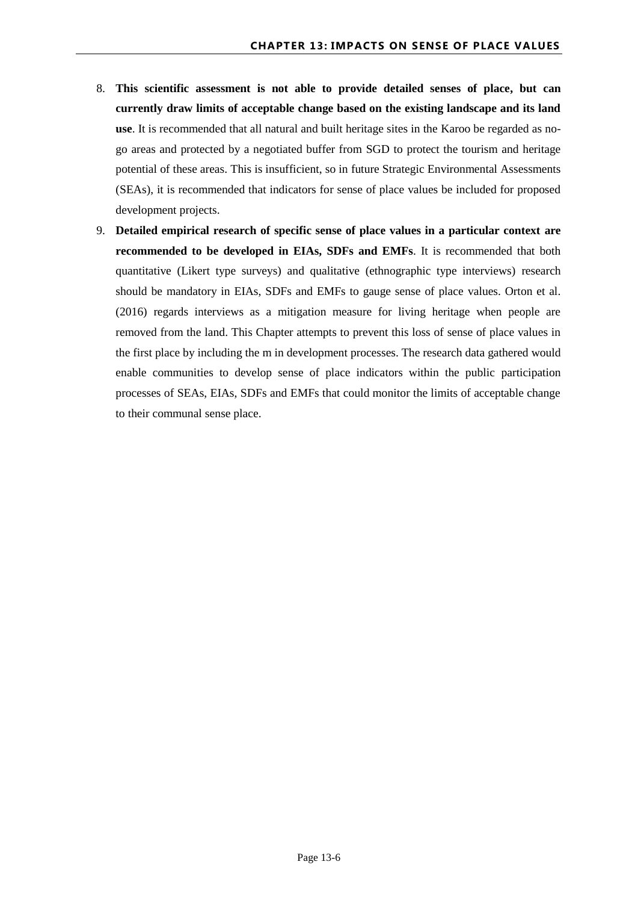8. **This scientific assessment is not able to provide detailed senses of place, but can currently draw limits of acceptable change based on the existing landscape and its land use**. It is recommended that all natural and built heritage sites in the Karoo be regarded as no-go areas and protected by a negotiated buffer from SGD to protect the tourism and heritage potential of these areas. This is insufficient, so in future Strategic Environmental Assessments (SEAs), it is recommended that indicators for sense of place values be included for proposed development projects.
9. **Detailed empirical research of specific sense of place values in a particular context are recommended to be developed in EIAs, SDFs and EMFs**. It is recommended that both quantitative (Likert type surveys) and qualitative (ethnographic type interviews) research should be mandatory in EIAs, SDFs and EMFs to gauge sense of place values. Orton et al. (2016) regards interviews as a mitigation measure for living heritage when people are removed from the land. This Chapter attempts to prevent this loss of sense of place values in the first place by including the m in development processes. The research data gathered would enable communities to develop sense of place indicators within the public participation processes of SEAs, EIAs, SDFs and EMFs that could monitor the limits of acceptable change to their communal sense place.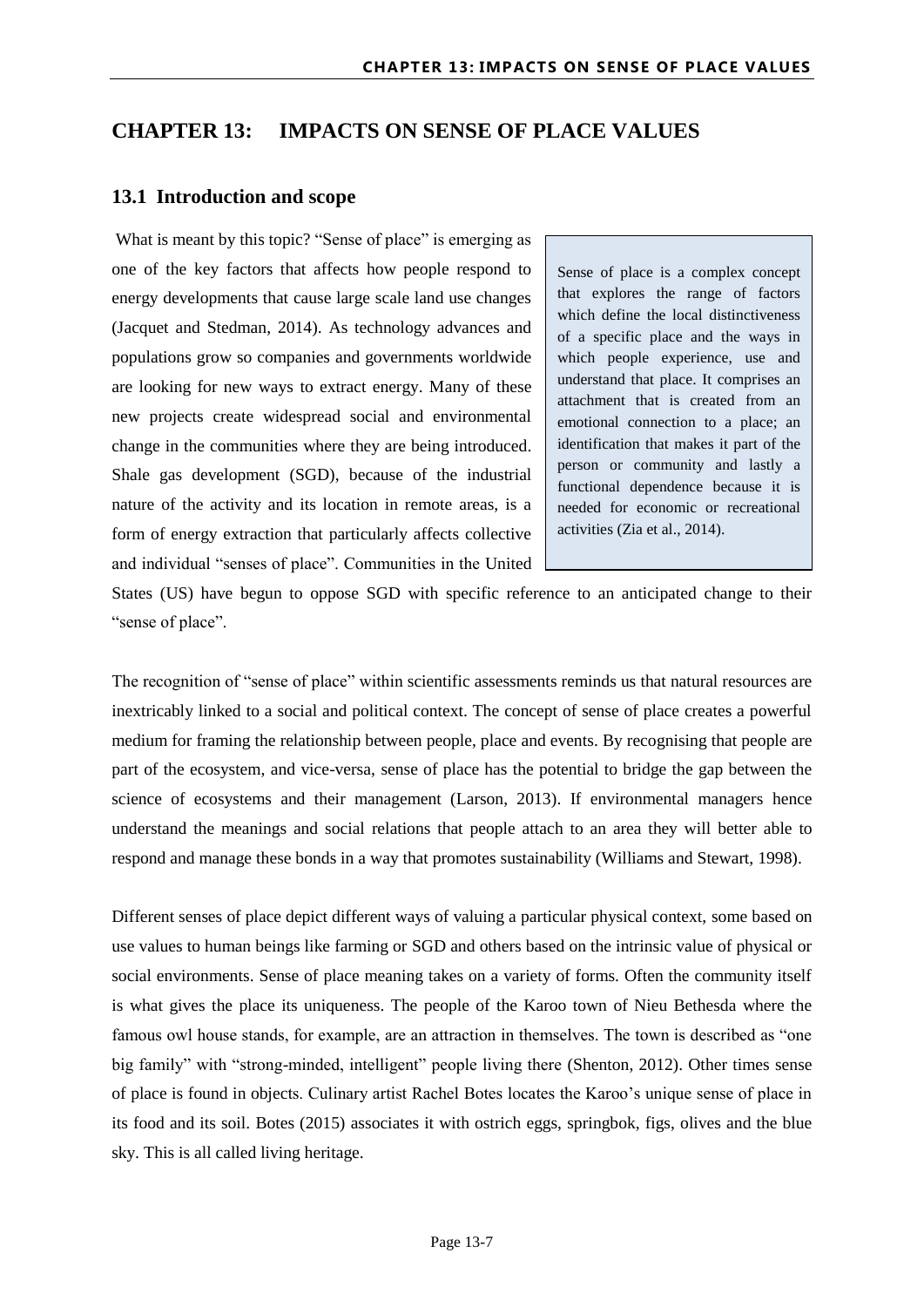# CHAPTER 13: IMPACTS ON SENSE OF PLACE VALUES

## 13.1 Introduction and scope

What is meant by this topic? "Sense of place" is emerging as one of the key factors that affects how people respond to energy developments that cause large scale land use changes (Jacquet and Stedman, 2014). As technology advances and populations grow so companies and governments worldwide are looking for new ways to extract energy. Many of these new projects create widespread social and environmental change in the communities where they are being introduced. Shale gas development (SGD), because of the industrial nature of the activity and its location in remote areas, is a form of energy extraction that particularly affects collective and individual "senses of place". Communities in the United States (US) have begun to oppose SGD with specific reference to an anticipated change to their "sense of place".

> Sense of place is a complex concept that explores the range of factors which define the local distinctiveness of a specific place and the ways in which people experience, use and understand that place. It comprises an attachment that is created from an emotional connection to a place; an identification that makes it part of the person or community and lastly a functional dependence because it is needed for economic or recreational activities (Zia et al., 2014).

The recognition of "sense of place" within scientific assessments reminds us that natural resources are inextricably linked to a social and political context. The concept of sense of place creates a powerful medium for framing the relationship between people, place and events. By recognising that people are part of the ecosystem, and vice-versa, sense of place has the potential to bridge the gap between the science of ecosystems and their management (Larson, 2013). If environmental managers hence understand the meanings and social relations that people attach to an area they will better able to respond and manage these bonds in a way that promotes sustainability (Williams and Stewart, 1998).

Different senses of place depict different ways of valuing a particular physical context, some based on use values to human beings like farming or SGD and others based on the intrinsic value of physical or social environments. Sense of place meaning takes on a variety of forms. Often the community itself is what gives the place its uniqueness. The people of the Karoo town of Nieu Bethesda where the famous owl house stands, for example, are an attraction in themselves. The town is described as "one big family" with "strong-minded, intelligent" people living there (Shenton, 2012). Other times sense of place is found in objects. Culinary artist Rachel Botes locates the Karoo's unique sense of place in its food and its soil. Botes (2015) associates it with ostrich eggs, springbok, figs, olives and the blue sky. This is all called living heritage.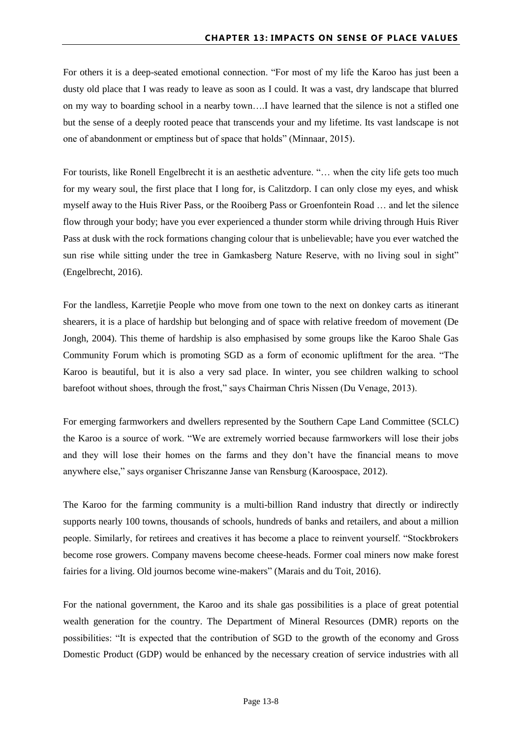For others it is a deep-seated emotional connection. "For most of my life the Karoo has just been a dusty old place that I was ready to leave as soon as I could. It was a vast, dry landscape that blurred on my way to boarding school in a nearby town….I have learned that the silence is not a stifled one but the sense of a deeply rooted peace that transcends your and my lifetime. Its vast landscape is not one of abandonment or emptiness but of space that holds" (Minnaar, 2015).

For tourists, like Ronell Engelbrecht it is an aesthetic adventure. "… when the city life gets too much for my weary soul, the first place that I long for, is Calitzdorp. I can only close my eyes, and whisk myself away to the Huis River Pass, or the Rooiberg Pass or Groenfontein Road … and let the silence flow through your body; have you ever experienced a thunder storm while driving through Huis River Pass at dusk with the rock formations changing colour that is unbelievable; have you ever watched the sun rise while sitting under the tree in Gamkasberg Nature Reserve, with no living soul in sight" (Engelbrecht, 2016).

For the landless, Karretjie People who move from one town to the next on donkey carts as itinerant shearers, it is a place of hardship but belonging and of space with relative freedom of movement (De Jongh, 2004). This theme of hardship is also emphasised by some groups like the Karoo Shale Gas Community Forum which is promoting SGD as a form of economic upliftment for the area. "The Karoo is beautiful, but it is also a very sad place. In winter, you see children walking to school barefoot without shoes, through the frost," says Chairman Chris Nissen (Du Venage, 2013).

For emerging farmworkers and dwellers represented by the Southern Cape Land Committee (SCLC) the Karoo is a source of work. "We are extremely worried because farmworkers will lose their jobs and they will lose their homes on the farms and they don't have the financial means to move anywhere else," says organiser Chriszanne Janse van Rensburg (Karoospace, 2012).

The Karoo for the farming community is a multi-billion Rand industry that directly or indirectly supports nearly 100 towns, thousands of schools, hundreds of banks and retailers, and about a million people. Similarly, for retirees and creatives it has become a place to reinvent yourself. "Stockbrokers become rose growers. Company mavens become cheese-heads. Former coal miners now make forest fairies for a living. Old journos become wine-makers" (Marais and du Toit, 2016).

For the national government, the Karoo and its shale gas possibilities is a place of great potential wealth generation for the country. The Department of Mineral Resources (DMR) reports on the possibilities: "It is expected that the contribution of SGD to the growth of the economy and Gross Domestic Product (GDP) would be enhanced by the necessary creation of service industries with all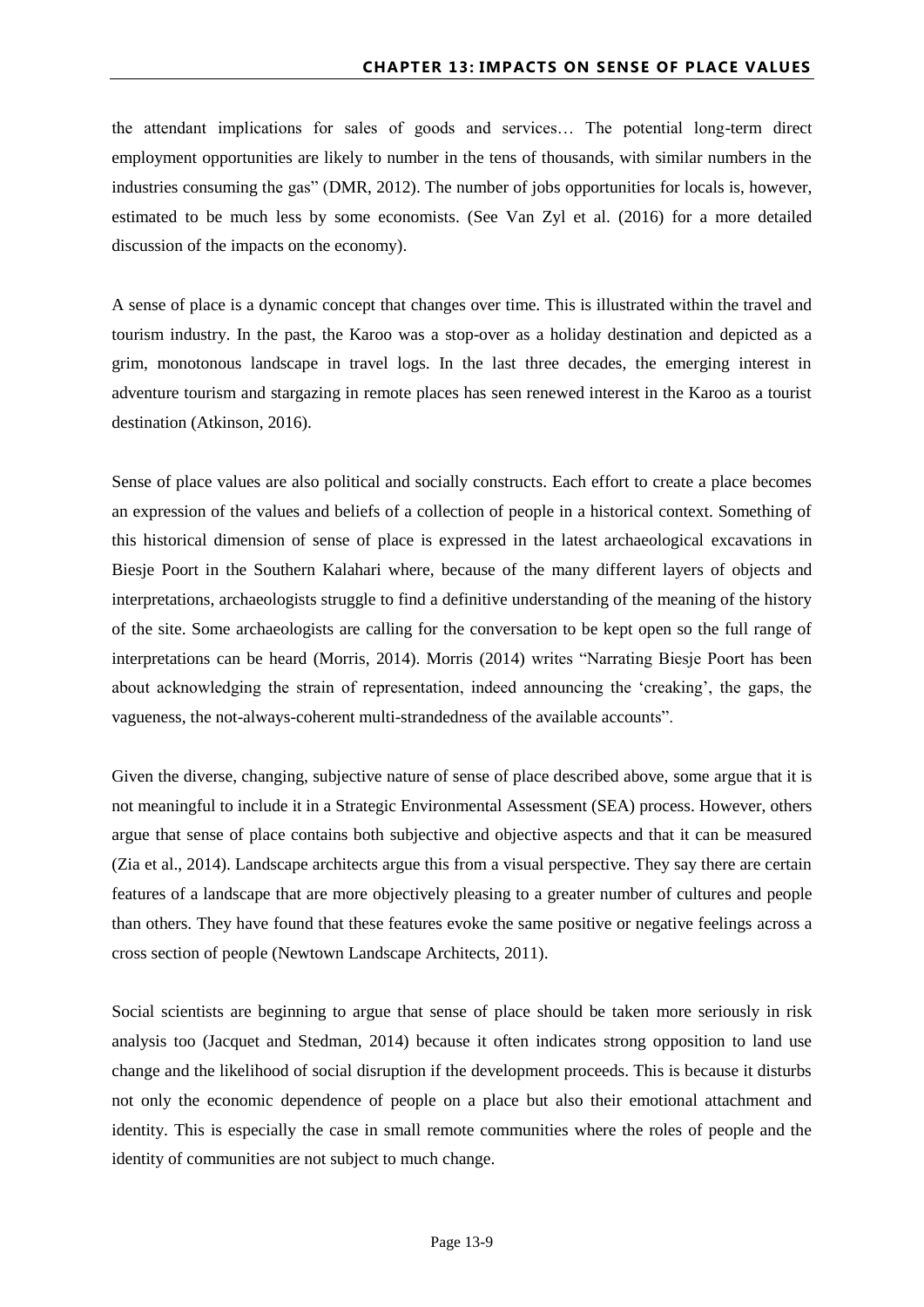the attendant implications for sales of goods and services… The potential long-term direct employment opportunities are likely to number in the tens of thousands, with similar numbers in the industries consuming the gas" (DMR, 2012). The number of jobs opportunities for locals is, however, estimated to be much less by some economists. (See Van Zyl et al. (2016) for a more detailed discussion of the impacts on the economy).

A sense of place is a dynamic concept that changes over time. This is illustrated within the travel and tourism industry. In the past, the Karoo was a stop-over as a holiday destination and depicted as a grim, monotonous landscape in travel logs. In the last three decades, the emerging interest in adventure tourism and stargazing in remote places has seen renewed interest in the Karoo as a tourist destination (Atkinson, 2016).

Sense of place values are also political and socially constructs. Each effort to create a place becomes an expression of the values and beliefs of a collection of people in a historical context. Something of this historical dimension of sense of place is expressed in the latest archaeological excavations in Biesje Poort in the Southern Kalahari where, because of the many different layers of objects and interpretations, archaeologists struggle to find a definitive understanding of the meaning of the history of the site. Some archaeologists are calling for the conversation to be kept open so the full range of interpretations can be heard (Morris, 2014). Morris (2014) writes "Narrating Biesje Poort has been about acknowledging the strain of representation, indeed announcing the 'creaking', the gaps, the vagueness, the not-always-coherent multi-strandedness of the available accounts".

Given the diverse, changing, subjective nature of sense of place described above, some argue that it is not meaningful to include it in a Strategic Environmental Assessment (SEA) process. However, others argue that sense of place contains both subjective and objective aspects and that it can be measured (Zia et al., 2014). Landscape architects argue this from a visual perspective. They say there are certain features of a landscape that are more objectively pleasing to a greater number of cultures and people than others. They have found that these features evoke the same positive or negative feelings across a cross section of people (Newtown Landscape Architects, 2011).

Social scientists are beginning to argue that sense of place should be taken more seriously in risk analysis too (Jacquet and Stedman, 2014) because it often indicates strong opposition to land use change and the likelihood of social disruption if the development proceeds. This is because it disturbs not only the economic dependence of people on a place but also their emotional attachment and identity. This is especially the case in small remote communities where the roles of people and the identity of communities are not subject to much change.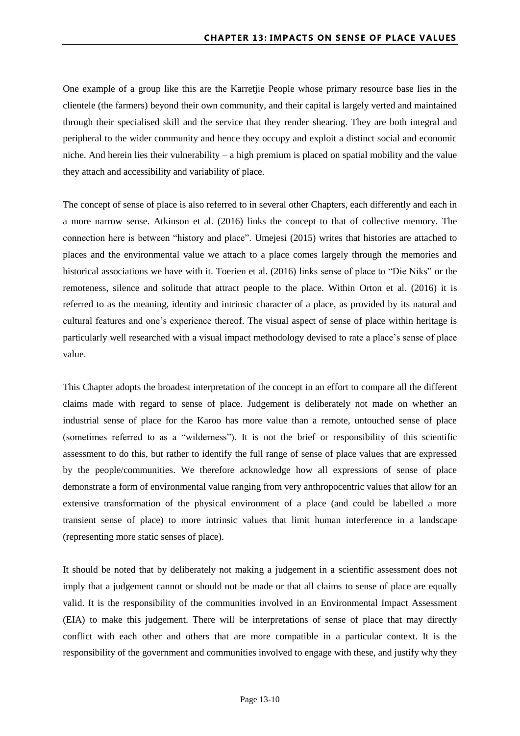One example of a group like this are the Karretjie People whose primary resource base lies in the clientele (the farmers) beyond their own community, and their capital is largely verted and maintained through their specialised skill and the service that they render shearing. They are both integral and peripheral to the wider community and hence they occupy and exploit a distinct social and economic niche. And herein lies their vulnerability – a high premium is placed on spatial mobility and the value they attach and accessibility and variability of place.

The concept of sense of place is also referred to in several other Chapters, each differently and each in a more narrow sense. Atkinson et al. (2016) links the concept to that of collective memory. The connection here is between "history and place". Umejesi (2015) writes that histories are attached to places and the environmental value we attach to a place comes largely through the memories and historical associations we have with it. Toerien et al. (2016) links sense of place to "Die Niks" or the remoteness, silence and solitude that attract people to the place. Within Orton et al. (2016) it is referred to as the meaning, identity and intrinsic character of a place, as provided by its natural and cultural features and one's experience thereof. The visual aspect of sense of place within heritage is particularly well researched with a visual impact methodology devised to rate a place's sense of place value.

This Chapter adopts the broadest interpretation of the concept in an effort to compare all the different claims made with regard to sense of place. Judgement is deliberately not made on whether an industrial sense of place for the Karoo has more value than a remote, untouched sense of place (sometimes referred to as a "wilderness"). It is not the brief or responsibility of this scientific assessment to do this, but rather to identify the full range of sense of place values that are expressed by the people/communities. We therefore acknowledge how all expressions of sense of place demonstrate a form of environmental value ranging from very anthropocentric values that allow for an extensive transformation of the physical environment of a place (and could be labelled a more transient sense of place) to more intrinsic values that limit human interference in a landscape (representing more static senses of place).

It should be noted that by deliberately not making a judgement in a scientific assessment does not imply that a judgement cannot or should not be made or that all claims to sense of place are equally valid. It is the responsibility of the communities involved in an Environmental Impact Assessment (EIA) to make this judgement. There will be interpretations of sense of place that may directly conflict with each other and others that are more compatible in a particular context. It is the responsibility of the government and communities involved to engage with these, and justify why they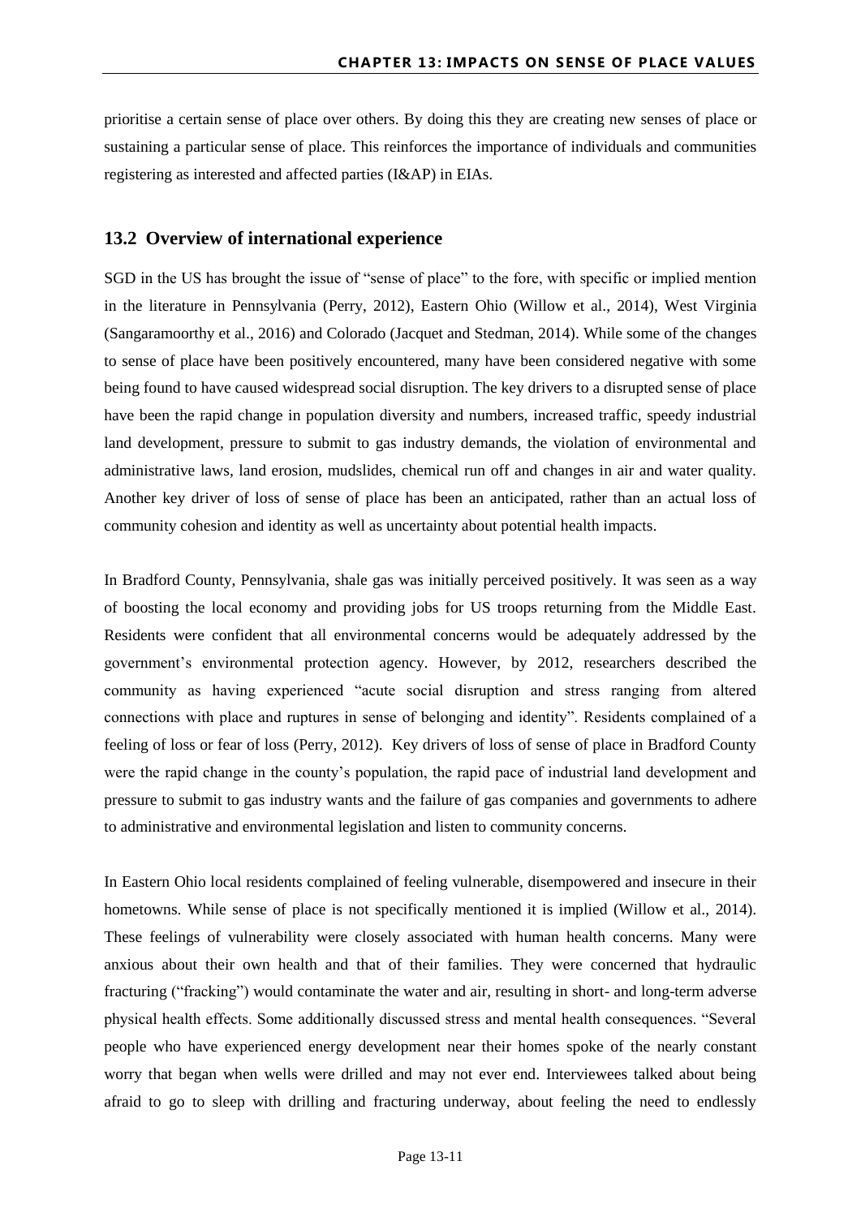prioritise a certain sense of place over others. By doing this they are creating new senses of place or sustaining a particular sense of place. This reinforces the importance of individuals and communities registering as interested and affected parties (I&AP) in EIAs.

## 13.2 Overview of international experience

SGD in the US has brought the issue of "sense of place" to the fore, with specific or implied mention in the literature in Pennsylvania (Perry, 2012), Eastern Ohio (Willow et al., 2014), West Virginia (Sangaramoorthy et al., 2016) and Colorado (Jacquet and Stedman, 2014). While some of the changes to sense of place have been positively encountered, many have been considered negative with some being found to have caused widespread social disruption. The key drivers to a disrupted sense of place have been the rapid change in population diversity and numbers, increased traffic, speedy industrial land development, pressure to submit to gas industry demands, the violation of environmental and administrative laws, land erosion, mudslides, chemical run off and changes in air and water quality. Another key driver of loss of sense of place has been an anticipated, rather than an actual loss of community cohesion and identity as well as uncertainty about potential health impacts.

In Bradford County, Pennsylvania, shale gas was initially perceived positively. It was seen as a way of boosting the local economy and providing jobs for US troops returning from the Middle East. Residents were confident that all environmental concerns would be adequately addressed by the government's environmental protection agency. However, by 2012, researchers described the community as having experienced "acute social disruption and stress ranging from altered connections with place and ruptures in sense of belonging and identity". Residents complained of a feeling of loss or fear of loss (Perry, 2012). Key drivers of loss of sense of place in Bradford County were the rapid change in the county's population, the rapid pace of industrial land development and pressure to submit to gas industry wants and the failure of gas companies and governments to adhere to administrative and environmental legislation and listen to community concerns.

In Eastern Ohio local residents complained of feeling vulnerable, disempowered and insecure in their hometowns. While sense of place is not specifically mentioned it is implied (Willow et al., 2014). These feelings of vulnerability were closely associated with human health concerns. Many were anxious about their own health and that of their families. They were concerned that hydraulic fracturing ("fracking") would contaminate the water and air, resulting in short- and long-term adverse physical health effects. Some additionally discussed stress and mental health consequences. "Several people who have experienced energy development near their homes spoke of the nearly constant worry that began when wells were drilled and may not ever end. Interviewees talked about being afraid to go to sleep with drilling and fracturing underway, about feeling the need to endlessly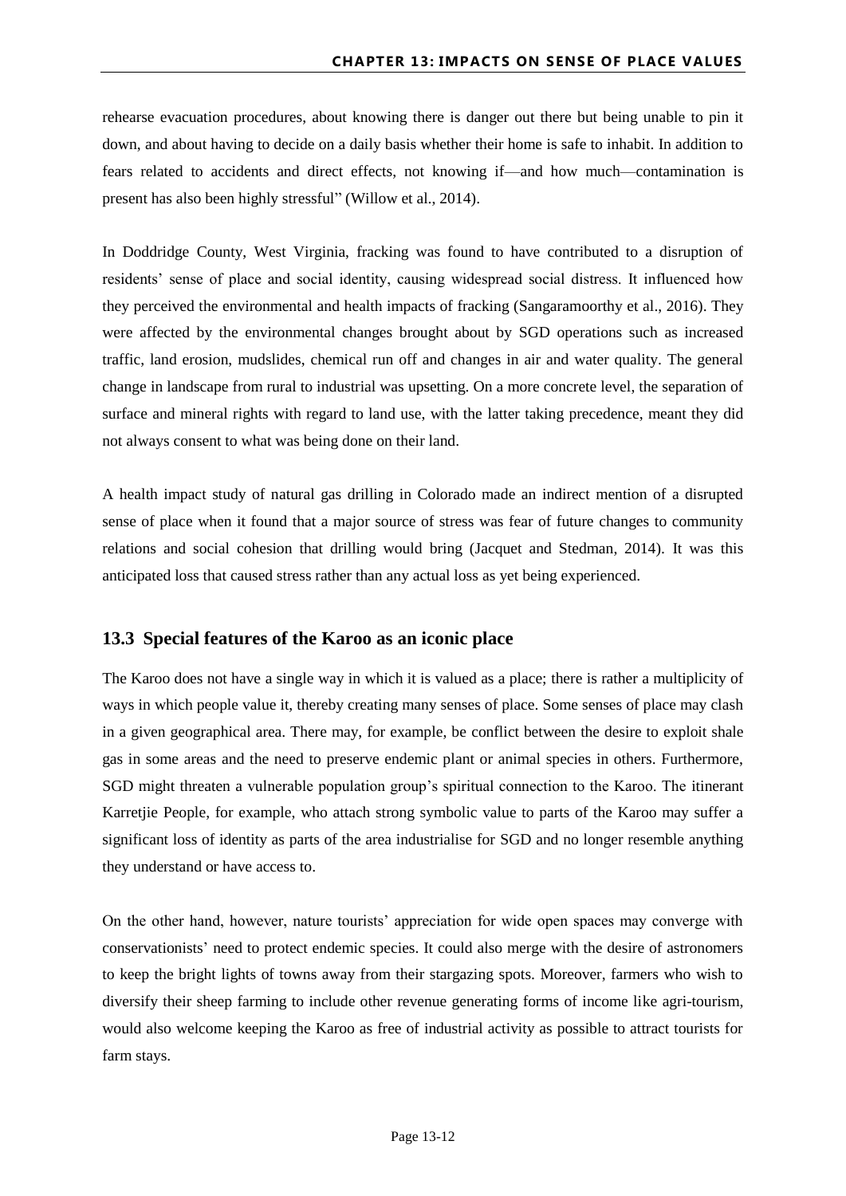rehearse evacuation procedures, about knowing there is danger out there but being unable to pin it down, and about having to decide on a daily basis whether their home is safe to inhabit. In addition to fears related to accidents and direct effects, not knowing if—and how much—contamination is present has also been highly stressful" (Willow et al., 2014).

In Doddridge County, West Virginia, fracking was found to have contributed to a disruption of residents' sense of place and social identity, causing widespread social distress. It influenced how they perceived the environmental and health impacts of fracking (Sangaramoorthy et al., 2016). They were affected by the environmental changes brought about by SGD operations such as increased traffic, land erosion, mudslides, chemical run off and changes in air and water quality. The general change in landscape from rural to industrial was upsetting. On a more concrete level, the separation of surface and mineral rights with regard to land use, with the latter taking precedence, meant they did not always consent to what was being done on their land.

A health impact study of natural gas drilling in Colorado made an indirect mention of a disrupted sense of place when it found that a major source of stress was fear of future changes to community relations and social cohesion that drilling would bring (Jacquet and Stedman, 2014). It was this anticipated loss that caused stress rather than any actual loss as yet being experienced.

## 13.3 Special features of the Karoo as an iconic place

The Karoo does not have a single way in which it is valued as a place; there is rather a multiplicity of ways in which people value it, thereby creating many senses of place. Some senses of place may clash in a given geographical area. There may, for example, be conflict between the desire to exploit shale gas in some areas and the need to preserve endemic plant or animal species in others. Furthermore, SGD might threaten a vulnerable population group's spiritual connection to the Karoo. The itinerant Karretjie People, for example, who attach strong symbolic value to parts of the Karoo may suffer a significant loss of identity as parts of the area industrialise for SGD and no longer resemble anything they understand or have access to.

On the other hand, however, nature tourists' appreciation for wide open spaces may converge with conservationists' need to protect endemic species. It could also merge with the desire of astronomers to keep the bright lights of towns away from their stargazing spots. Moreover, farmers who wish to diversify their sheep farming to include other revenue generating forms of income like agri-tourism, would also welcome keeping the Karoo as free of industrial activity as possible to attract tourists for farm stays.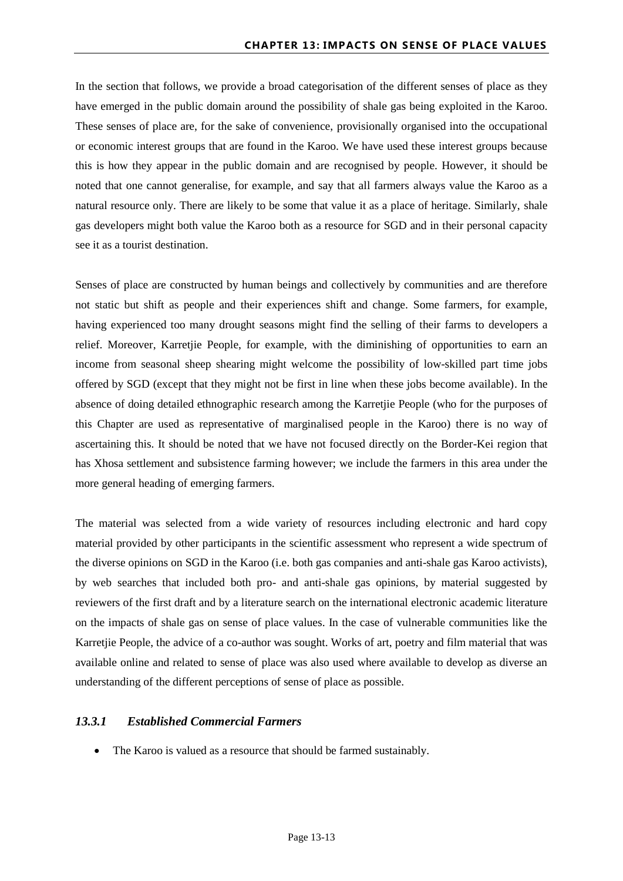In the section that follows, we provide a broad categorisation of the different senses of place as they have emerged in the public domain around the possibility of shale gas being exploited in the Karoo. These senses of place are, for the sake of convenience, provisionally organised into the occupational or economic interest groups that are found in the Karoo. We have used these interest groups because this is how they appear in the public domain and are recognised by people. However, it should be noted that one cannot generalise, for example, and say that all farmers always value the Karoo as a natural resource only. There are likely to be some that value it as a place of heritage. Similarly, shale gas developers might both value the Karoo both as a resource for SGD and in their personal capacity see it as a tourist destination.

Senses of place are constructed by human beings and collectively by communities and are therefore not static but shift as people and their experiences shift and change. Some farmers, for example, having experienced too many drought seasons might find the selling of their farms to developers a relief. Moreover, Karretjie People, for example, with the diminishing of opportunities to earn an income from seasonal sheep shearing might welcome the possibility of low-skilled part time jobs offered by SGD (except that they might not be first in line when these jobs become available). In the absence of doing detailed ethnographic research among the Karretjie People (who for the purposes of this Chapter are used as representative of marginalised people in the Karoo) there is no way of ascertaining this. It should be noted that we have not focused directly on the Border-Kei region that has Xhosa settlement and subsistence farming however; we include the farmers in this area under the more general heading of emerging farmers.

The material was selected from a wide variety of resources including electronic and hard copy material provided by other participants in the scientific assessment who represent a wide spectrum of the diverse opinions on SGD in the Karoo (i.e. both gas companies and anti-shale gas Karoo activists), by web searches that included both pro- and anti-shale gas opinions, by material suggested by reviewers of the first draft and by a literature search on the international electronic academic literature on the impacts of shale gas on sense of place values. In the case of vulnerable communities like the Karretjie People, the advice of a co-author was sought. Works of art, poetry and film material that was available online and related to sense of place was also used where available to develop as diverse an understanding of the different perceptions of sense of place as possible.

### *13.3.1 Established Commercial Farmers*

- The Karoo is valued as a resource that should be farmed sustainably.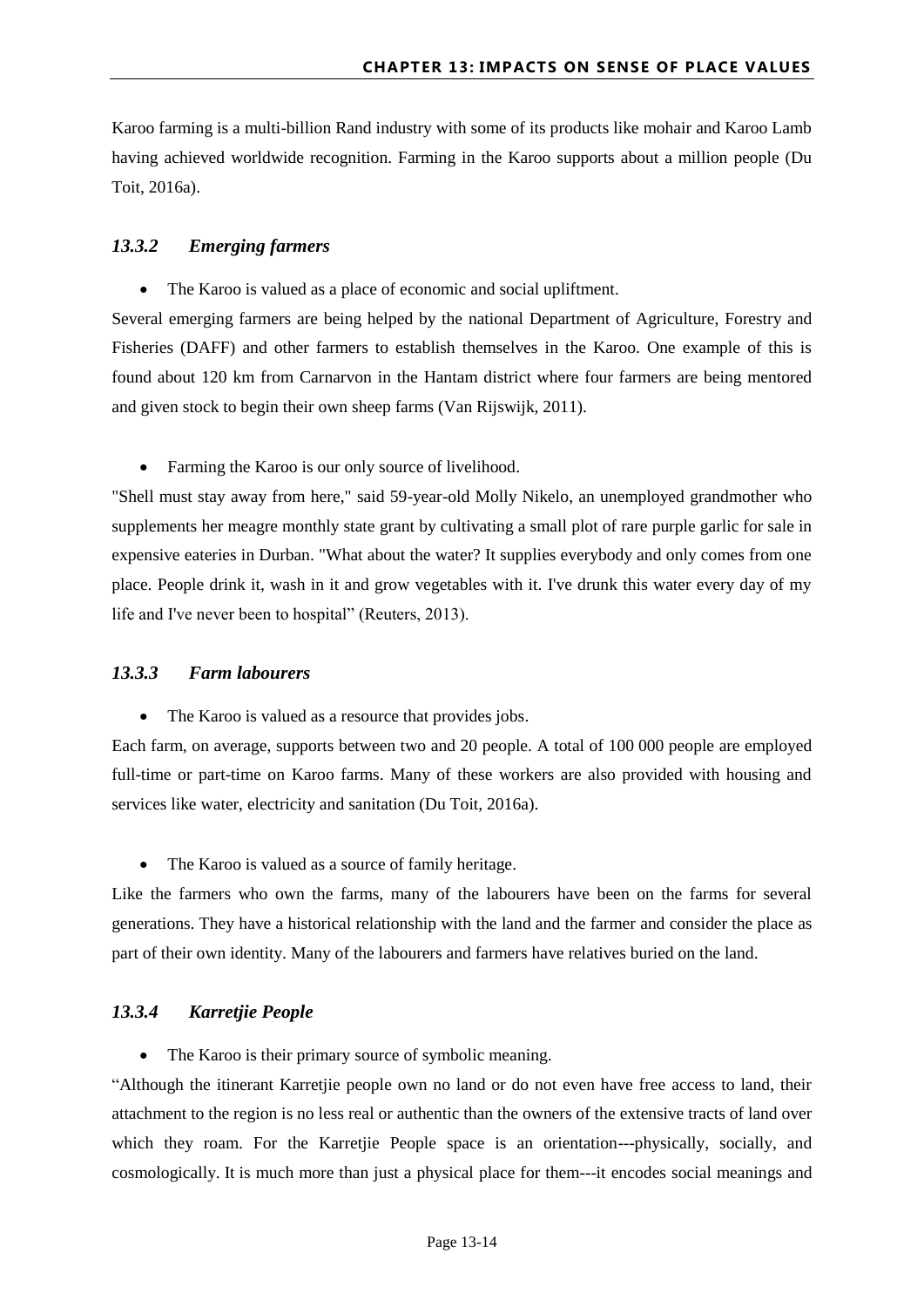Karoo farming is a multi-billion Rand industry with some of its products like mohair and Karoo Lamb having achieved worldwide recognition. Farming in the Karoo supports about a million people (Du Toit, 2016a).

### *13.3.2 Emerging farmers*

- The Karoo is valued as a place of economic and social upliftment.

Several emerging farmers are being helped by the national Department of Agriculture, Forestry and Fisheries (DAFF) and other farmers to establish themselves in the Karoo. One example of this is found about 120 km from Carnarvon in the Hantam district where four farmers are being mentored and given stock to begin their own sheep farms (Van Rijswijk, 2011).

- Farming the Karoo is our only source of livelihood.

"Shell must stay away from here," said 59-year-old Molly Nikelo, an unemployed grandmother who supplements her meagre monthly state grant by cultivating a small plot of rare purple garlic for sale in expensive eateries in Durban. "What about the water? It supplies everybody and only comes from one place. People drink it, wash in it and grow vegetables with it. I've drunk this water every day of my life and I've never been to hospital" (Reuters, 2013).

### *13.3.3 Farm labourers*

- The Karoo is valued as a resource that provides jobs.

Each farm, on average, supports between two and 20 people. A total of 100 000 people are employed full-time or part-time on Karoo farms. Many of these workers are also provided with housing and services like water, electricity and sanitation (Du Toit, 2016a).

- The Karoo is valued as a source of family heritage.

Like the farmers who own the farms, many of the labourers have been on the farms for several generations. They have a historical relationship with the land and the farmer and consider the place as part of their own identity. Many of the labourers and farmers have relatives buried on the land.

### *13.3.4 Karretjie People*

- The Karoo is their primary source of symbolic meaning.

"Although the itinerant Karretjie people own no land or do not even have free access to land, their attachment to the region is no less real or authentic than the owners of the extensive tracts of land over which they roam. For the Karretjie People space is an orientation---physically, socially, and cosmologically. It is much more than just a physical place for them---it encodes social meanings and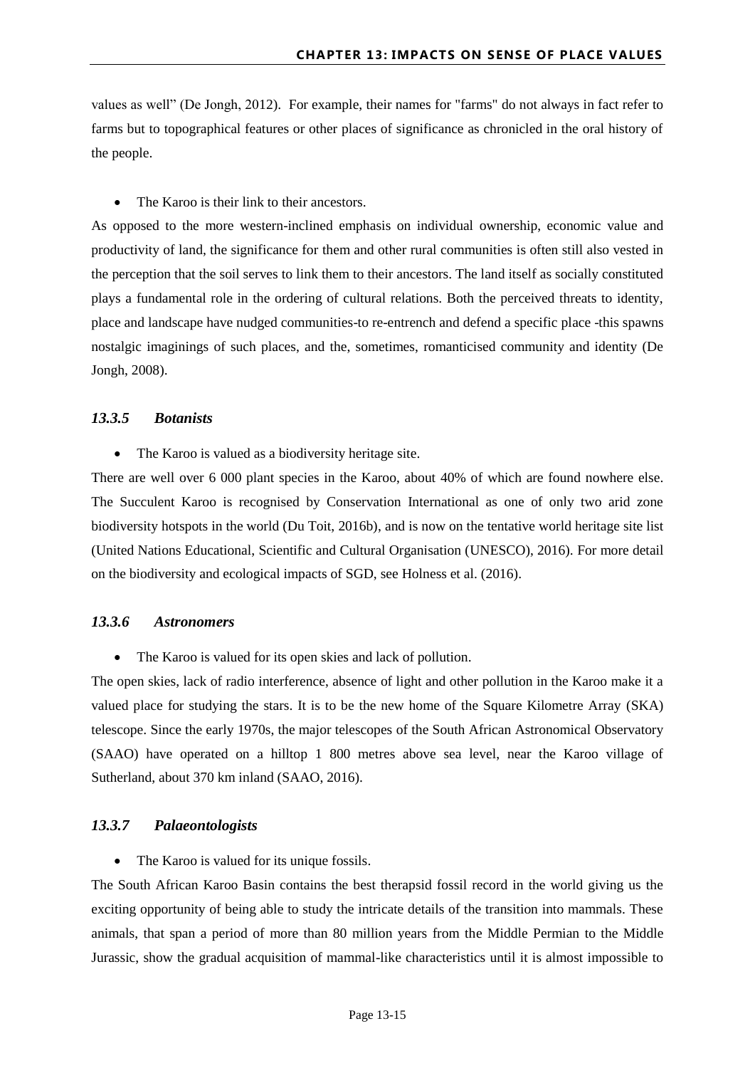values as well" (De Jongh, 2012). For example, their names for "farms" do not always in fact refer to farms but to topographical features or other places of significance as chronicled in the oral history of the people.

- The Karoo is their link to their ancestors.

As opposed to the more western-inclined emphasis on individual ownership, economic value and productivity of land, the significance for them and other rural communities is often still also vested in the perception that the soil serves to link them to their ancestors. The land itself as socially constituted plays a fundamental role in the ordering of cultural relations. Both the perceived threats to identity, place and landscape have nudged communities-to re-entrench and defend a specific place -this spawns nostalgic imaginings of such places, and the, sometimes, romanticised community and identity (De Jongh, 2008).

### *13.3.5 Botanists*

- The Karoo is valued as a biodiversity heritage site.

There are well over 6 000 plant species in the Karoo, about 40% of which are found nowhere else. The Succulent Karoo is recognised by Conservation International as one of only two arid zone biodiversity hotspots in the world (Du Toit, 2016b), and is now on the tentative world heritage site list (United Nations Educational, Scientific and Cultural Organisation (UNESCO), 2016). For more detail on the biodiversity and ecological impacts of SGD, see Holness et al. (2016).

### *13.3.6 Astronomers*

- The Karoo is valued for its open skies and lack of pollution.

The open skies, lack of radio interference, absence of light and other pollution in the Karoo make it a valued place for studying the stars. It is to be the new home of the Square Kilometre Array (SKA) telescope. Since the early 1970s, the major telescopes of the South African Astronomical Observatory (SAAO) have operated on a hilltop 1 800 metres above sea level, near the Karoo village of Sutherland, about 370 km inland (SAAO, 2016).

### *13.3.7 Palaeontologists*

- The Karoo is valued for its unique fossils.

The South African Karoo Basin contains the best therapsid fossil record in the world giving us the exciting opportunity of being able to study the intricate details of the transition into mammals. These animals, that span a period of more than 80 million years from the Middle Permian to the Middle Jurassic, show the gradual acquisition of mammal-like characteristics until it is almost impossible to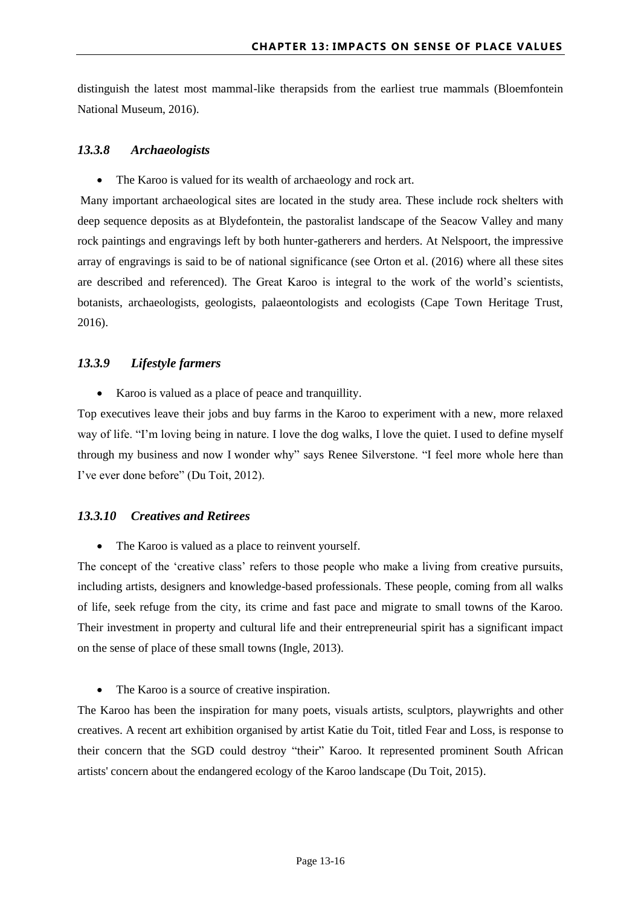distinguish the latest most mammal-like therapsids from the earliest true mammals (Bloemfontein National Museum, 2016).

### *13.3.8 Archaeologists*

- The Karoo is valued for its wealth of archaeology and rock art.

Many important archaeological sites are located in the study area. These include rock shelters with deep sequence deposits as at Blydefontein, the pastoralist landscape of the Seacow Valley and many rock paintings and engravings left by both hunter-gatherers and herders. At Nelspoort, the impressive array of engravings is said to be of national significance (see Orton et al. (2016) where all these sites are described and referenced). The Great Karoo is integral to the work of the world's scientists, botanists, archaeologists, geologists, palaeontologists and ecologists (Cape Town Heritage Trust, 2016).

### *13.3.9 Lifestyle farmers*

- Karoo is valued as a place of peace and tranquillity.

Top executives leave their jobs and buy farms in the Karoo to experiment with a new, more relaxed way of life. "I'm loving being in nature. I love the dog walks, I love the quiet. I used to define myself through my business and now I wonder why" says Renee Silverstone. "I feel more whole here than I've ever done before" (Du Toit, 2012).

### *13.3.10 Creatives and Retirees*

- The Karoo is valued as a place to reinvent yourself.

The concept of the 'creative class' refers to those people who make a living from creative pursuits, including artists, designers and knowledge-based professionals. These people, coming from all walks of life, seek refuge from the city, its crime and fast pace and migrate to small towns of the Karoo. Their investment in property and cultural life and their entrepreneurial spirit has a significant impact on the sense of place of these small towns (Ingle, 2013).

- The Karoo is a source of creative inspiration.

The Karoo has been the inspiration for many poets, visuals artists, sculptors, playwrights and other creatives. A recent art exhibition organised by artist Katie du Toit, titled Fear and Loss, is response to their concern that the SGD could destroy "their" Karoo. It represented prominent South African artists' concern about the endangered ecology of the Karoo landscape (Du Toit, 2015).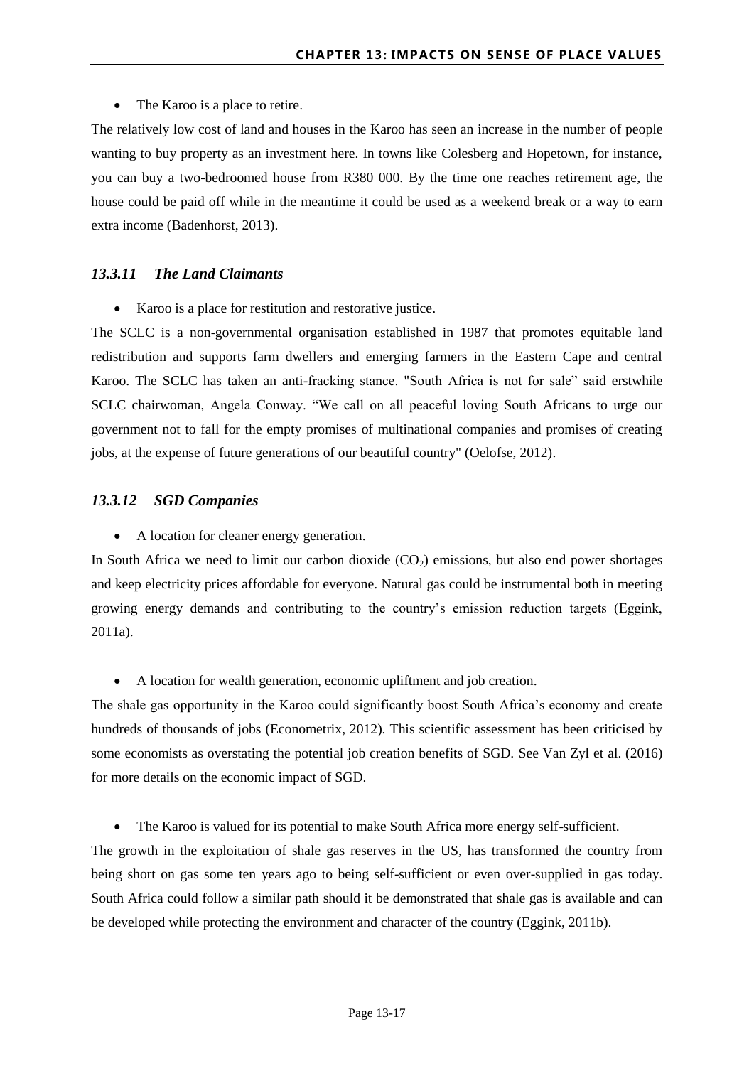- The Karoo is a place to retire.

The relatively low cost of land and houses in the Karoo has seen an increase in the number of people wanting to buy property as an investment here. In towns like Colesberg and Hopetown, for instance, you can buy a two-bedroomed house from R380 000. By the time one reaches retirement age, the house could be paid off while in the meantime it could be used as a weekend break or a way to earn extra income (Badenhorst, 2013).

### *13.3.11 The Land Claimants*

- Karoo is a place for restitution and restorative justice.

The SCLC is a non-governmental organisation established in 1987 that promotes equitable land redistribution and supports farm dwellers and emerging farmers in the Eastern Cape and central Karoo. The SCLC has taken an anti-fracking stance. "South Africa is not for sale" said erstwhile SCLC chairwoman, Angela Conway. "We call on all peaceful loving South Africans to urge our government not to fall for the empty promises of multinational companies and promises of creating jobs, at the expense of future generations of our beautiful country" (Oelofse, 2012).

### *13.3.12 SGD Companies*

- A location for cleaner energy generation.

In South Africa we need to limit our carbon dioxide ($CO_2$) emissions, but also end power shortages and keep electricity prices affordable for everyone. Natural gas could be instrumental both in meeting growing energy demands and contributing to the country's emission reduction targets (Eggink, 2011a).

- A location for wealth generation, economic upliftment and job creation.

The shale gas opportunity in the Karoo could significantly boost South Africa's economy and create hundreds of thousands of jobs (Econometrix, 2012). This scientific assessment has been criticised by some economists as overstating the potential job creation benefits of SGD. See Van Zyl et al. (2016) for more details on the economic impact of SGD.

- The Karoo is valued for its potential to make South Africa more energy self-sufficient.

The growth in the exploitation of shale gas reserves in the US, has transformed the country from being short on gas some ten years ago to being self-sufficient or even over-supplied in gas today. South Africa could follow a similar path should it be demonstrated that shale gas is available and can be developed while protecting the environment and character of the country (Eggink, 2011b).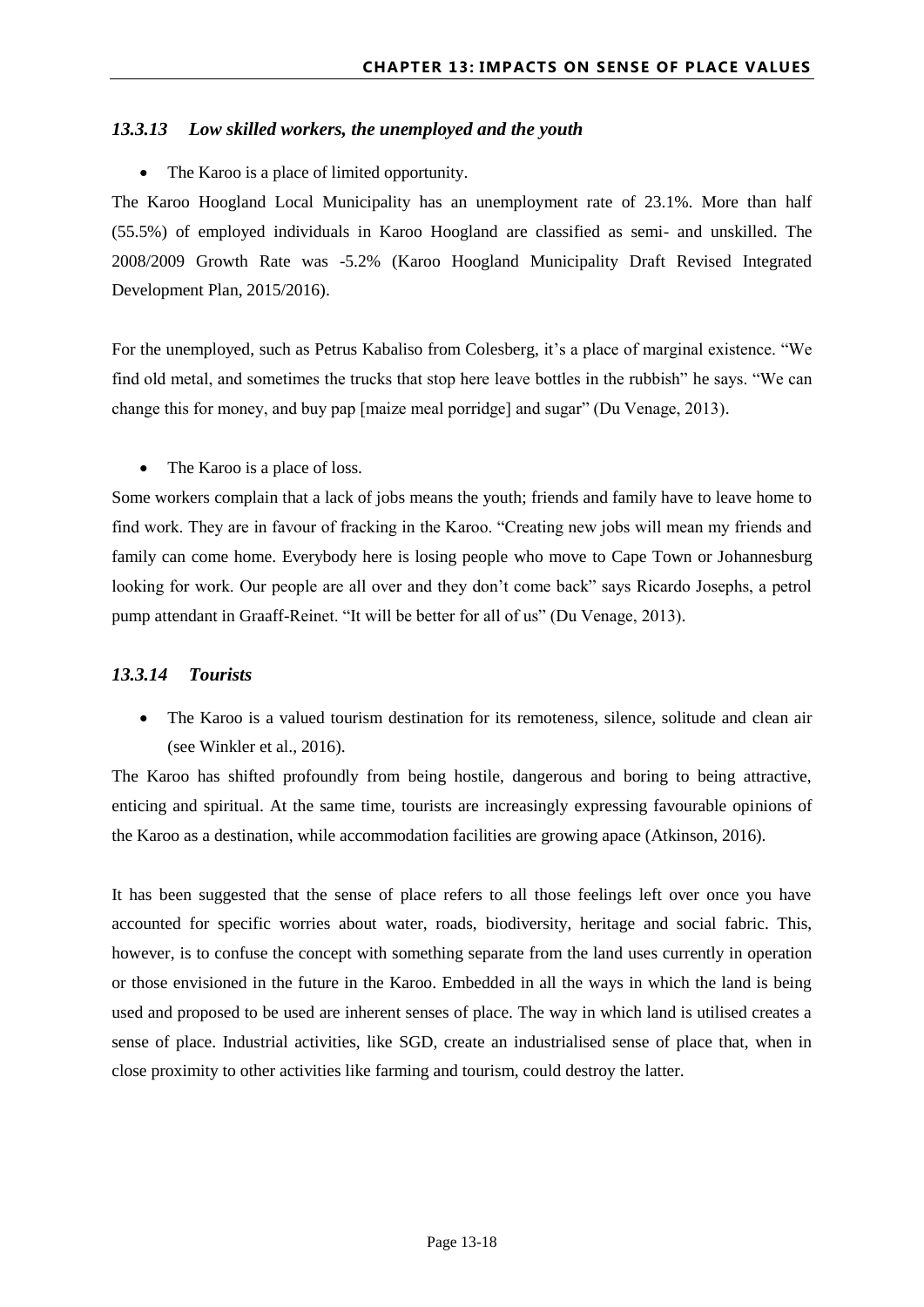### *13.3.13 Low skilled workers, the unemployed and the youth*

- The Karoo is a place of limited opportunity.

The Karoo Hoogland Local Municipality has an unemployment rate of 23.1%. More than half (55.5%) of employed individuals in Karoo Hoogland are classified as semi- and unskilled. The 2008/2009 Growth Rate was -5.2% (Karoo Hoogland Municipality Draft Revised Integrated Development Plan, 2015/2016).

For the unemployed, such as Petrus Kabaliso from Colesberg, it's a place of marginal existence. "We find old metal, and sometimes the trucks that stop here leave bottles in the rubbish" he says. "We can change this for money, and buy pap [maize meal porridge] and sugar" (Du Venage, 2013).

- The Karoo is a place of loss.

Some workers complain that a lack of jobs means the youth; friends and family have to leave home to find work. They are in favour of fracking in the Karoo. "Creating new jobs will mean my friends and family can come home. Everybody here is losing people who move to Cape Town or Johannesburg looking for work. Our people are all over and they don't come back" says Ricardo Josephs, a petrol pump attendant in Graaff-Reinet. "It will be better for all of us" (Du Venage, 2013).

### *13.3.14 Tourists*

- The Karoo is a valued tourism destination for its remoteness, silence, solitude and clean air (see Winkler et al., 2016).

The Karoo has shifted profoundly from being hostile, dangerous and boring to being attractive, enticing and spiritual. At the same time, tourists are increasingly expressing favourable opinions of the Karoo as a destination, while accommodation facilities are growing apace (Atkinson, 2016).

It has been suggested that the sense of place refers to all those feelings left over once you have accounted for specific worries about water, roads, biodiversity, heritage and social fabric. This, however, is to confuse the concept with something separate from the land uses currently in operation or those envisioned in the future in the Karoo. Embedded in all the ways in which the land is being used and proposed to be used are inherent senses of place. The way in which land is utilised creates a sense of place. Industrial activities, like SGD, create an industrialised sense of place that, when in close proximity to other activities like farming and tourism, could destroy the latter.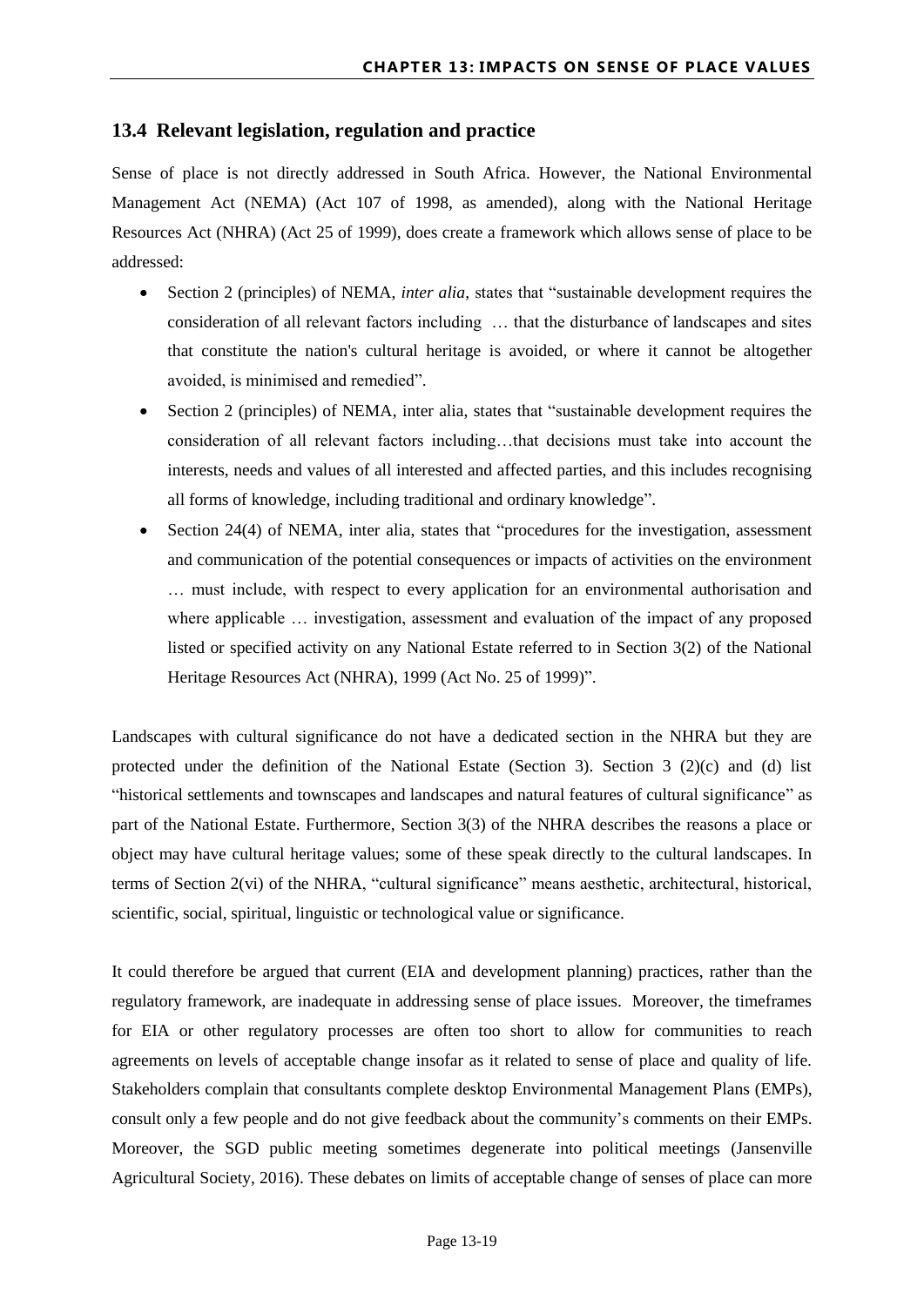## 13.4 Relevant legislation, regulation and practice

Sense of place is not directly addressed in South Africa. However, the National Environmental Management Act (NEMA) (Act 107 of 1998, as amended), along with the National Heritage Resources Act (NHRA) (Act 25 of 1999), does create a framework which allows sense of place to be addressed:

- Section 2 (principles) of NEMA, *inter alia*, states that "sustainable development requires the consideration of all relevant factors including … that the disturbance of landscapes and sites that constitute the nation's cultural heritage is avoided, or where it cannot be altogether avoided, is minimised and remedied".
- Section 2 (principles) of NEMA, inter alia, states that "sustainable development requires the consideration of all relevant factors including…that decisions must take into account the interests, needs and values of all interested and affected parties, and this includes recognising all forms of knowledge, including traditional and ordinary knowledge".
- Section 24(4) of NEMA, inter alia, states that "procedures for the investigation, assessment and communication of the potential consequences or impacts of activities on the environment … must include, with respect to every application for an environmental authorisation and where applicable … investigation, assessment and evaluation of the impact of any proposed listed or specified activity on any National Estate referred to in Section 3(2) of the National Heritage Resources Act (NHRA), 1999 (Act No. 25 of 1999)".

Landscapes with cultural significance do not have a dedicated section in the NHRA but they are protected under the definition of the National Estate (Section 3). Section 3 (2)(c) and (d) list "historical settlements and townscapes and landscapes and natural features of cultural significance" as part of the National Estate. Furthermore, Section 3(3) of the NHRA describes the reasons a place or object may have cultural heritage values; some of these speak directly to the cultural landscapes. In terms of Section 2(vi) of the NHRA, "cultural significance" means aesthetic, architectural, historical, scientific, social, spiritual, linguistic or technological value or significance.

It could therefore be argued that current (EIA and development planning) practices, rather than the regulatory framework, are inadequate in addressing sense of place issues. Moreover, the timeframes for EIA or other regulatory processes are often too short to allow for communities to reach agreements on levels of acceptable change insofar as it related to sense of place and quality of life. Stakeholders complain that consultants complete desktop Environmental Management Plans (EMPs), consult only a few people and do not give feedback about the community's comments on their EMPs. Moreover, the SGD public meeting sometimes degenerate into political meetings (Jansenville Agricultural Society, 2016). These debates on limits of acceptable change of senses of place can more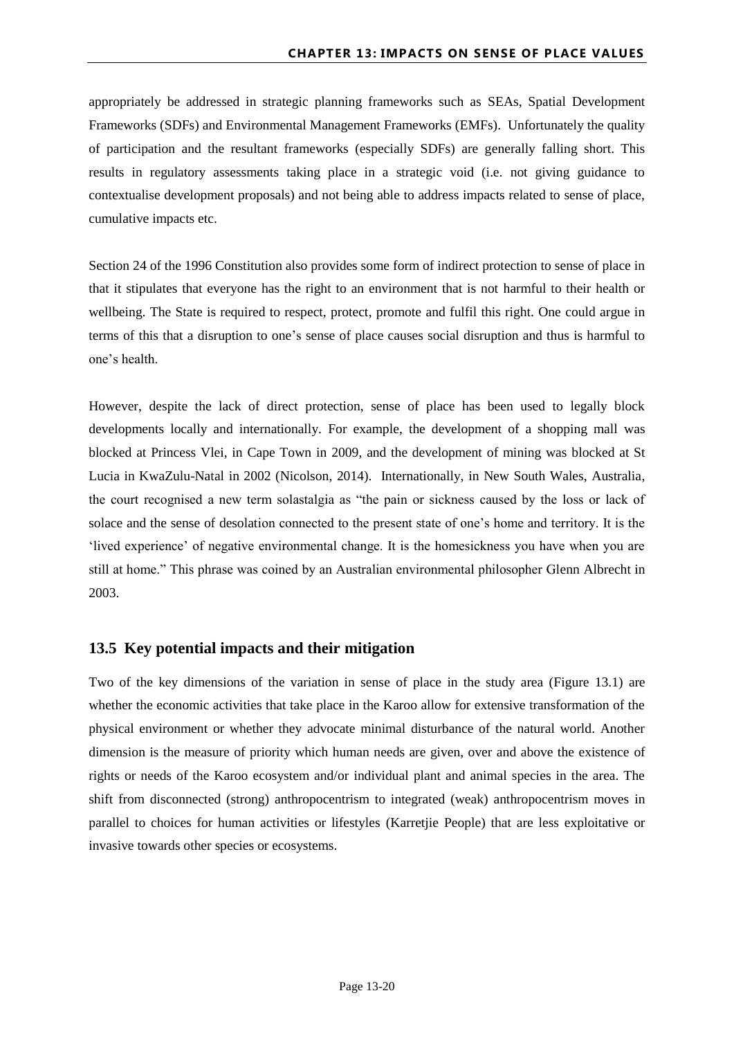appropriately be addressed in strategic planning frameworks such as SEAs, Spatial Development Frameworks (SDFs) and Environmental Management Frameworks (EMFs). Unfortunately the quality of participation and the resultant frameworks (especially SDFs) are generally falling short. This results in regulatory assessments taking place in a strategic void (i.e. not giving guidance to contextualise development proposals) and not being able to address impacts related to sense of place, cumulative impacts etc.

Section 24 of the 1996 Constitution also provides some form of indirect protection to sense of place in that it stipulates that everyone has the right to an environment that is not harmful to their health or wellbeing. The State is required to respect, protect, promote and fulfil this right. One could argue in terms of this that a disruption to one's sense of place causes social disruption and thus is harmful to one's health.

However, despite the lack of direct protection, sense of place has been used to legally block developments locally and internationally. For example, the development of a shopping mall was blocked at Princess Vlei, in Cape Town in 2009, and the development of mining was blocked at St Lucia in KwaZulu-Natal in 2002 (Nicolson, 2014). Internationally, in New South Wales, Australia, the court recognised a new term solastalgia as "the pain or sickness caused by the loss or lack of solace and the sense of desolation connected to the present state of one's home and territory. It is the 'lived experience' of negative environmental change. It is the homesickness you have when you are still at home." This phrase was coined by an Australian environmental philosopher Glenn Albrecht in 2003.

## 13.5 Key potential impacts and their mitigation

Two of the key dimensions of the variation in sense of place in the study area (Figure 13.1) are whether the economic activities that take place in the Karoo allow for extensive transformation of the physical environment or whether they advocate minimal disturbance of the natural world. Another dimension is the measure of priority which human needs are given, over and above the existence of rights or needs of the Karoo ecosystem and/or individual plant and animal species in the area. The shift from disconnected (strong) anthropocentrism to integrated (weak) anthropocentrism moves in parallel to choices for human activities or lifestyles (Karretjie People) that are less exploitative or invasive towards other species or ecosystems.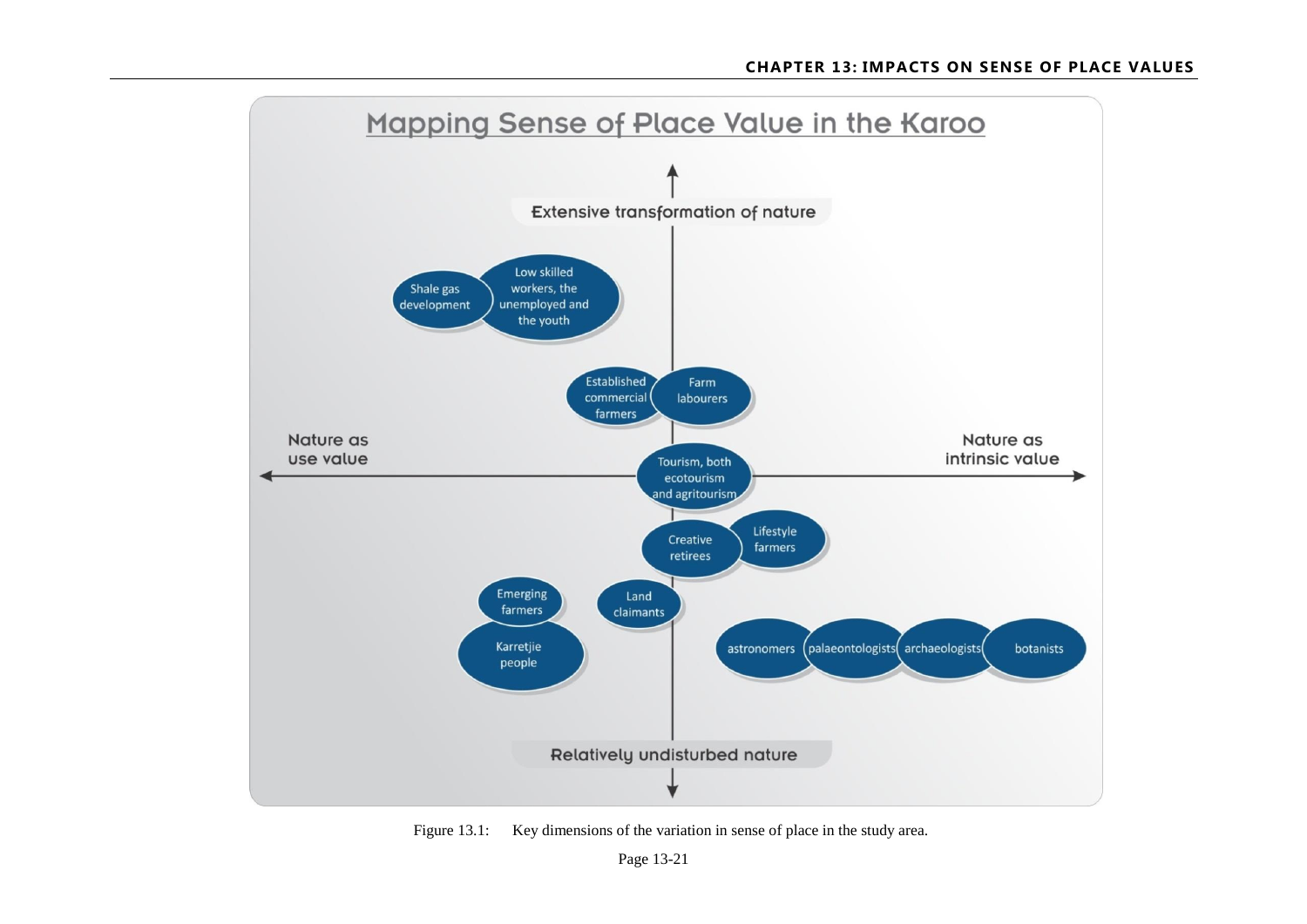## Mapping Sense of Place Value in the Karoo

Extensive transformation of nature

Shale gas development

Low skilled workers, the unemployed and the youth

Established commercial farmers

Farm labourers

Nature as use value

Nature as intrinsic value

Tourism, both ecotourism and agritourism

Creative retirees

Lifestyle farmers

Emerging farmers

Land claimants

Karretjie people

astronomers

palaeontologists

archaeologists

botanists

Relatively undisturbed nature

Figure 13.1: Key dimensions of the variation in sense of place in the study area.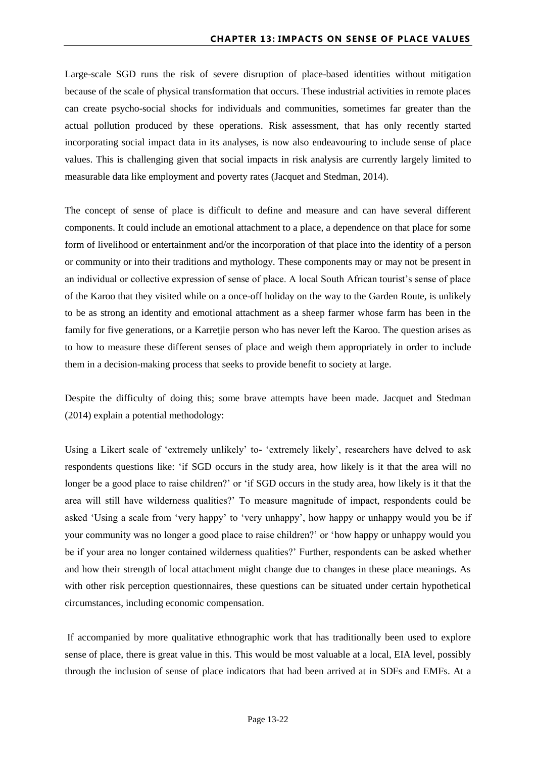Large-scale SGD runs the risk of severe disruption of place-based identities without mitigation because of the scale of physical transformation that occurs. These industrial activities in remote places can create psycho-social shocks for individuals and communities, sometimes far greater than the actual pollution produced by these operations. Risk assessment, that has only recently started incorporating social impact data in its analyses, is now also endeavouring to include sense of place values. This is challenging given that social impacts in risk analysis are currently largely limited to measurable data like employment and poverty rates (Jacquet and Stedman, 2014).

The concept of sense of place is difficult to define and measure and can have several different components. It could include an emotional attachment to a place, a dependence on that place for some form of livelihood or entertainment and/or the incorporation of that place into the identity of a person or community or into their traditions and mythology. These components may or may not be present in an individual or collective expression of sense of place. A local South African tourist's sense of place of the Karoo that they visited while on a once-off holiday on the way to the Garden Route, is unlikely to be as strong an identity and emotional attachment as a sheep farmer whose farm has been in the family for five generations, or a Karretjie person who has never left the Karoo. The question arises as to how to measure these different senses of place and weigh them appropriately in order to include them in a decision-making process that seeks to provide benefit to society at large.

Despite the difficulty of doing this; some brave attempts have been made. Jacquet and Stedman (2014) explain a potential methodology:

Using a Likert scale of 'extremely unlikely' to- 'extremely likely', researchers have delved to ask respondents questions like: 'if SGD occurs in the study area, how likely is it that the area will no longer be a good place to raise children?' or 'if SGD occurs in the study area, how likely is it that the area will still have wilderness qualities?' To measure magnitude of impact, respondents could be asked 'Using a scale from 'very happy' to 'very unhappy', how happy or unhappy would you be if your community was no longer a good place to raise children?' or 'how happy or unhappy would you be if your area no longer contained wilderness qualities?' Further, respondents can be asked whether and how their strength of local attachment might change due to changes in these place meanings. As with other risk perception questionnaires, these questions can be situated under certain hypothetical circumstances, including economic compensation.

If accompanied by more qualitative ethnographic work that has traditionally been used to explore sense of place, there is great value in this. This would be most valuable at a local, EIA level, possibly through the inclusion of sense of place indicators that had been arrived at in SDFs and EMFs. At a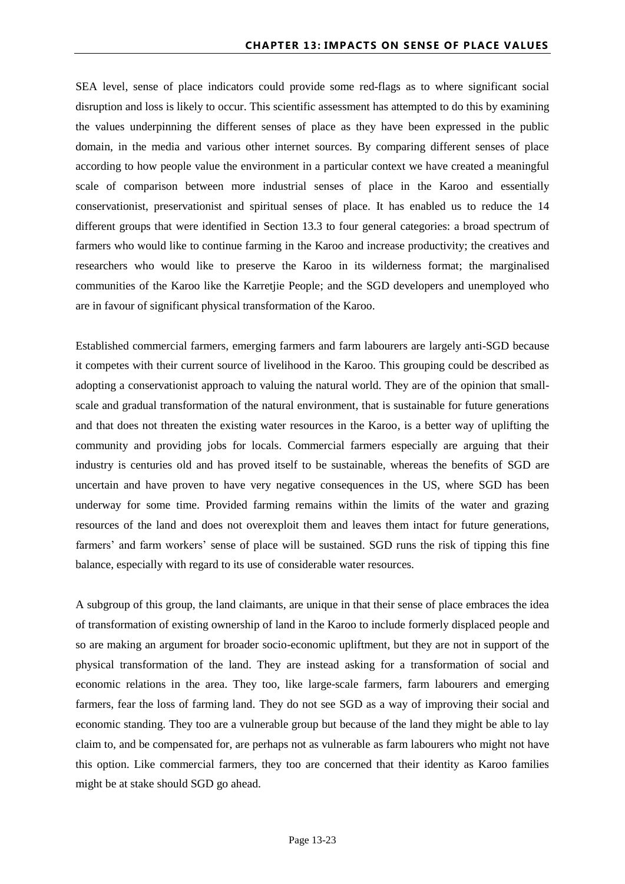SEA level, sense of place indicators could provide some red-flags as to where significant social disruption and loss is likely to occur. This scientific assessment has attempted to do this by examining the values underpinning the different senses of place as they have been expressed in the public domain, in the media and various other internet sources. By comparing different senses of place according to how people value the environment in a particular context we have created a meaningful scale of comparison between more industrial senses of place in the Karoo and essentially conservationist, preservationist and spiritual senses of place. It has enabled us to reduce the 14 different groups that were identified in Section 13.3 to four general categories: a broad spectrum of farmers who would like to continue farming in the Karoo and increase productivity; the creatives and researchers who would like to preserve the Karoo in its wilderness format; the marginalised communities of the Karoo like the Karretjie People; and the SGD developers and unemployed who are in favour of significant physical transformation of the Karoo.

Established commercial farmers, emerging farmers and farm labourers are largely anti-SGD because it competes with their current source of livelihood in the Karoo. This grouping could be described as adopting a conservationist approach to valuing the natural world. They are of the opinion that small-scale and gradual transformation of the natural environment, that is sustainable for future generations and that does not threaten the existing water resources in the Karoo, is a better way of uplifting the community and providing jobs for locals. Commercial farmers especially are arguing that their industry is centuries old and has proved itself to be sustainable, whereas the benefits of SGD are uncertain and have proven to have very negative consequences in the US, where SGD has been underway for some time. Provided farming remains within the limits of the water and grazing resources of the land and does not overexploit them and leaves them intact for future generations, farmers' and farm workers' sense of place will be sustained. SGD runs the risk of tipping this fine balance, especially with regard to its use of considerable water resources.

A subgroup of this group, the land claimants, are unique in that their sense of place embraces the idea of transformation of existing ownership of land in the Karoo to include formerly displaced people and so are making an argument for broader socio-economic upliftment, but they are not in support of the physical transformation of the land. They are instead asking for a transformation of social and economic relations in the area. They too, like large-scale farmers, farm labourers and emerging farmers, fear the loss of farming land. They do not see SGD as a way of improving their social and economic standing. They too are a vulnerable group but because of the land they might be able to lay claim to, and be compensated for, are perhaps not as vulnerable as farm labourers who might not have this option. Like commercial farmers, they too are concerned that their identity as Karoo families might be at stake should SGD go ahead.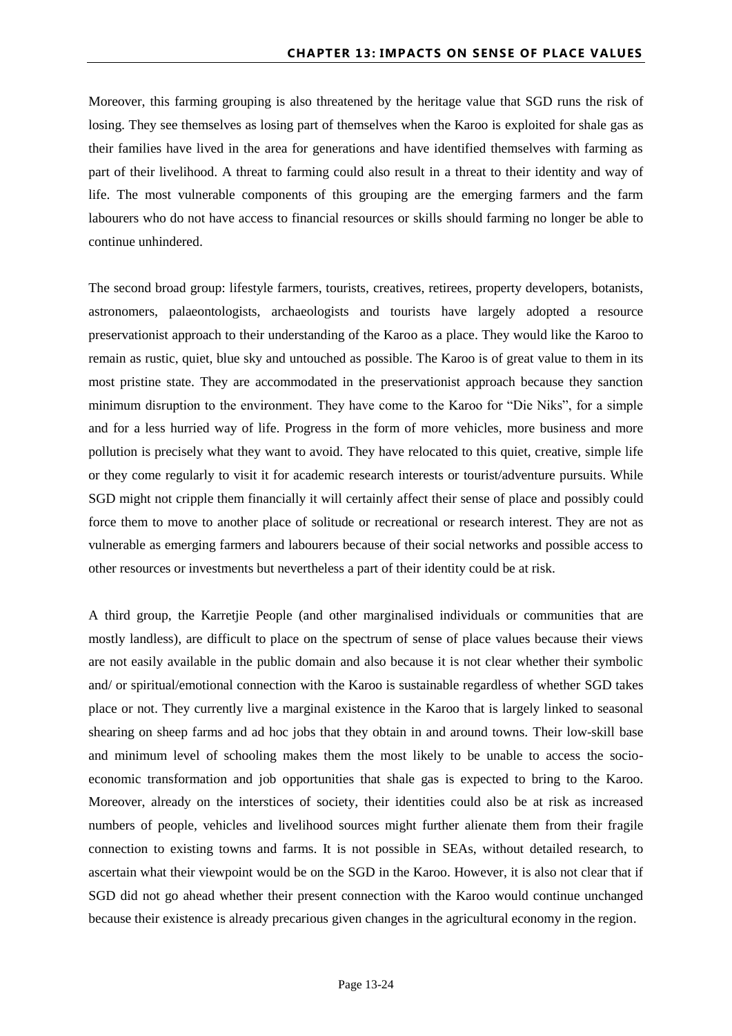Moreover, this farming grouping is also threatened by the heritage value that SGD runs the risk of losing. They see themselves as losing part of themselves when the Karoo is exploited for shale gas as their families have lived in the area for generations and have identified themselves with farming as part of their livelihood. A threat to farming could also result in a threat to their identity and way of life. The most vulnerable components of this grouping are the emerging farmers and the farm labourers who do not have access to financial resources or skills should farming no longer be able to continue unhindered.

The second broad group: lifestyle farmers, tourists, creatives, retirees, property developers, botanists, astronomers, palaeontologists, archaeologists and tourists have largely adopted a resource preservationist approach to their understanding of the Karoo as a place. They would like the Karoo to remain as rustic, quiet, blue sky and untouched as possible. The Karoo is of great value to them in its most pristine state. They are accommodated in the preservationist approach because they sanction minimum disruption to the environment. They have come to the Karoo for "Die Niks", for a simple and for a less hurried way of life. Progress in the form of more vehicles, more business and more pollution is precisely what they want to avoid. They have relocated to this quiet, creative, simple life or they come regularly to visit it for academic research interests or tourist/adventure pursuits. While SGD might not cripple them financially it will certainly affect their sense of place and possibly could force them to move to another place of solitude or recreational or research interest. They are not as vulnerable as emerging farmers and labourers because of their social networks and possible access to other resources or investments but nevertheless a part of their identity could be at risk.

A third group, the Karretjie People (and other marginalised individuals or communities that are mostly landless), are difficult to place on the spectrum of sense of place values because their views are not easily available in the public domain and also because it is not clear whether their symbolic and/ or spiritual/emotional connection with the Karoo is sustainable regardless of whether SGD takes place or not. They currently live a marginal existence in the Karoo that is largely linked to seasonal shearing on sheep farms and ad hoc jobs that they obtain in and around towns. Their low-skill base and minimum level of schooling makes them the most likely to be unable to access the socio-economic transformation and job opportunities that shale gas is expected to bring to the Karoo. Moreover, already on the interstices of society, their identities could also be at risk as increased numbers of people, vehicles and livelihood sources might further alienate them from their fragile connection to existing towns and farms. It is not possible in SEAs, without detailed research, to ascertain what their viewpoint would be on the SGD in the Karoo. However, it is also not clear that if SGD did not go ahead whether their present connection with the Karoo would continue unchanged because their existence is already precarious given changes in the agricultural economy in the region.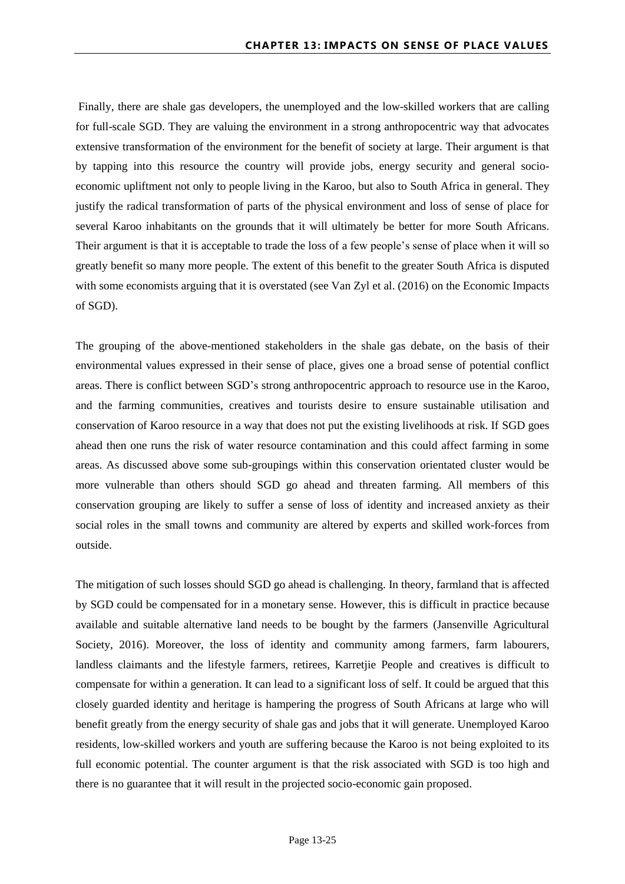Finally, there are shale gas developers, the unemployed and the low-skilled workers that are calling for full-scale SGD. They are valuing the environment in a strong anthropocentric way that advocates extensive transformation of the environment for the benefit of society at large. Their argument is that by tapping into this resource the country will provide jobs, energy security and general socio-economic upliftment not only to people living in the Karoo, but also to South Africa in general. They justify the radical transformation of parts of the physical environment and loss of sense of place for several Karoo inhabitants on the grounds that it will ultimately be better for more South Africans. Their argument is that it is acceptable to trade the loss of a few people's sense of place when it will so greatly benefit so many more people. The extent of this benefit to the greater South Africa is disputed with some economists arguing that it is overstated (see Van Zyl et al. (2016) on the Economic Impacts of SGD).

The grouping of the above-mentioned stakeholders in the shale gas debate, on the basis of their environmental values expressed in their sense of place, gives one a broad sense of potential conflict areas. There is conflict between SGD's strong anthropocentric approach to resource use in the Karoo, and the farming communities, creatives and tourists desire to ensure sustainable utilisation and conservation of Karoo resource in a way that does not put the existing livelihoods at risk. If SGD goes ahead then one runs the risk of water resource contamination and this could affect farming in some areas. As discussed above some sub-groupings within this conservation orientated cluster would be more vulnerable than others should SGD go ahead and threaten farming. All members of this conservation grouping are likely to suffer a sense of loss of identity and increased anxiety as their social roles in the small towns and community are altered by experts and skilled work-forces from outside.

The mitigation of such losses should SGD go ahead is challenging. In theory, farmland that is affected by SGD could be compensated for in a monetary sense. However, this is difficult in practice because available and suitable alternative land needs to be bought by the farmers (Jansenville Agricultural Society, 2016). Moreover, the loss of identity and community among farmers, farm labourers, landless claimants and the lifestyle farmers, retirees, Karretjie People and creatives is difficult to compensate for within a generation. It can lead to a significant loss of self. It could be argued that this closely guarded identity and heritage is hampering the progress of South Africans at large who will benefit greatly from the energy security of shale gas and jobs that it will generate. Unemployed Karoo residents, low-skilled workers and youth are suffering because the Karoo is not being exploited to its full economic potential. The counter argument is that the risk associated with SGD is too high and there is no guarantee that it will result in the projected socio-economic gain proposed.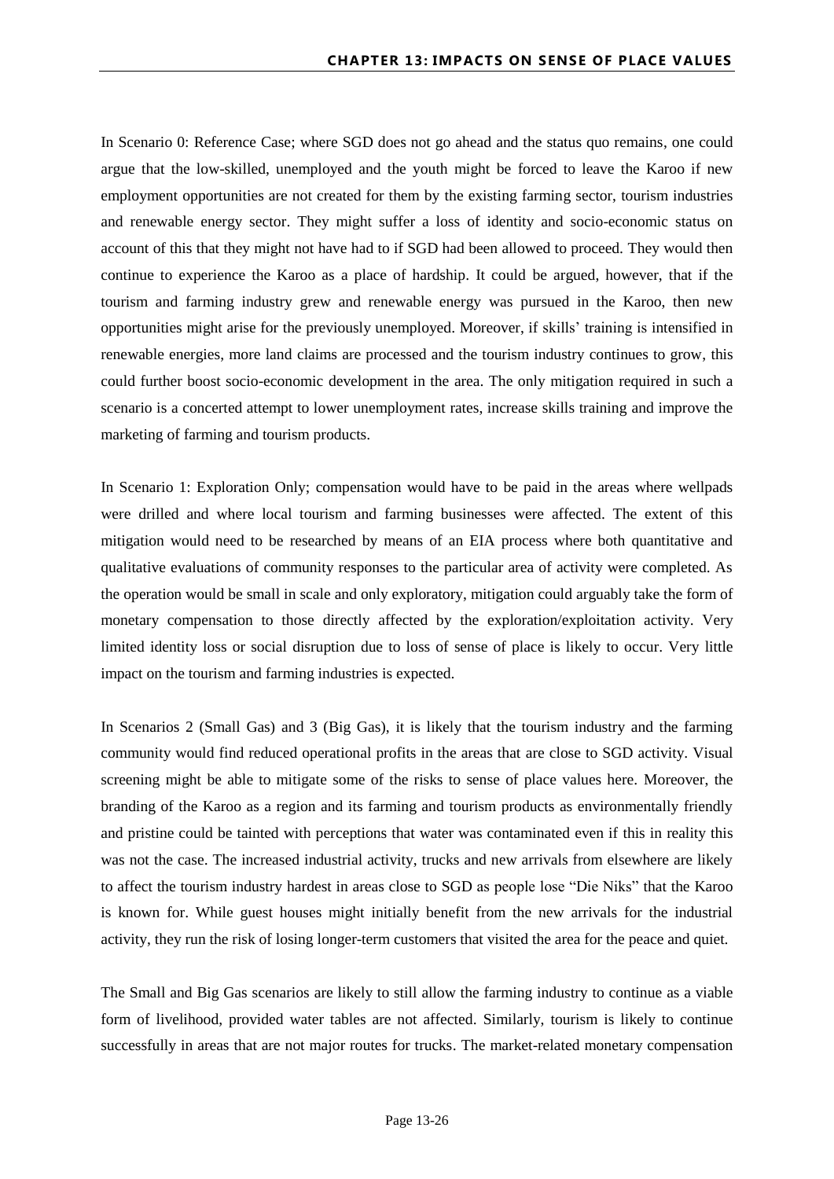In Scenario 0: Reference Case; where SGD does not go ahead and the status quo remains, one could argue that the low-skilled, unemployed and the youth might be forced to leave the Karoo if new employment opportunities are not created for them by the existing farming sector, tourism industries and renewable energy sector. They might suffer a loss of identity and socio-economic status on account of this that they might not have had to if SGD had been allowed to proceed. They would then continue to experience the Karoo as a place of hardship. It could be argued, however, that if the tourism and farming industry grew and renewable energy was pursued in the Karoo, then new opportunities might arise for the previously unemployed. Moreover, if skills' training is intensified in renewable energies, more land claims are processed and the tourism industry continues to grow, this could further boost socio-economic development in the area. The only mitigation required in such a scenario is a concerted attempt to lower unemployment rates, increase skills training and improve the marketing of farming and tourism products.

In Scenario 1: Exploration Only; compensation would have to be paid in the areas where wellpads were drilled and where local tourism and farming businesses were affected. The extent of this mitigation would need to be researched by means of an EIA process where both quantitative and qualitative evaluations of community responses to the particular area of activity were completed. As the operation would be small in scale and only exploratory, mitigation could arguably take the form of monetary compensation to those directly affected by the exploration/exploitation activity. Very limited identity loss or social disruption due to loss of sense of place is likely to occur. Very little impact on the tourism and farming industries is expected.

In Scenarios 2 (Small Gas) and 3 (Big Gas), it is likely that the tourism industry and the farming community would find reduced operational profits in the areas that are close to SGD activity. Visual screening might be able to mitigate some of the risks to sense of place values here. Moreover, the branding of the Karoo as a region and its farming and tourism products as environmentally friendly and pristine could be tainted with perceptions that water was contaminated even if this in reality this was not the case. The increased industrial activity, trucks and new arrivals from elsewhere are likely to affect the tourism industry hardest in areas close to SGD as people lose "Die Niks" that the Karoo is known for. While guest houses might initially benefit from the new arrivals for the industrial activity, they run the risk of losing longer-term customers that visited the area for the peace and quiet.

The Small and Big Gas scenarios are likely to still allow the farming industry to continue as a viable form of livelihood, provided water tables are not affected. Similarly, tourism is likely to continue successfully in areas that are not major routes for trucks. The market-related monetary compensation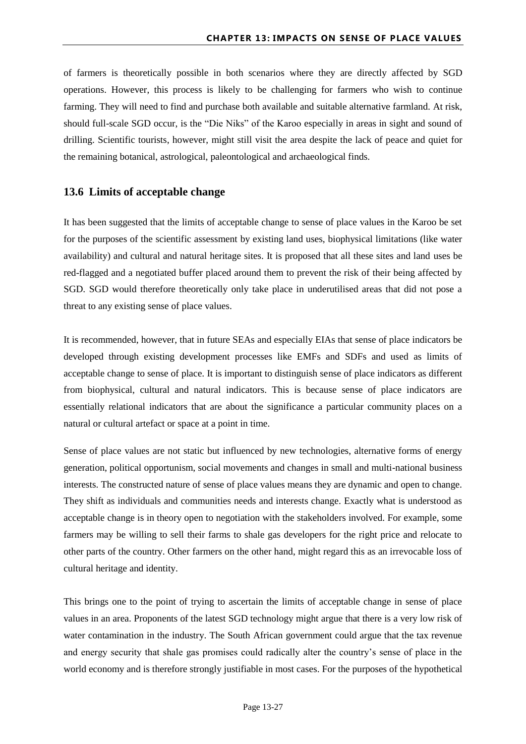of farmers is theoretically possible in both scenarios where they are directly affected by SGD operations. However, this process is likely to be challenging for farmers who wish to continue farming. They will need to find and purchase both available and suitable alternative farmland. At risk, should full-scale SGD occur, is the "Die Niks" of the Karoo especially in areas in sight and sound of drilling. Scientific tourists, however, might still visit the area despite the lack of peace and quiet for the remaining botanical, astrological, paleontological and archaeological finds.

## 13.6 Limits of acceptable change

It has been suggested that the limits of acceptable change to sense of place values in the Karoo be set for the purposes of the scientific assessment by existing land uses, biophysical limitations (like water availability) and cultural and natural heritage sites. It is proposed that all these sites and land uses be red-flagged and a negotiated buffer placed around them to prevent the risk of their being affected by SGD. SGD would therefore theoretically only take place in underutilised areas that did not pose a threat to any existing sense of place values.

It is recommended, however, that in future SEAs and especially EIAs that sense of place indicators be developed through existing development processes like EMFs and SDFs and used as limits of acceptable change to sense of place. It is important to distinguish sense of place indicators as different from biophysical, cultural and natural indicators. This is because sense of place indicators are essentially relational indicators that are about the significance a particular community places on a natural or cultural artefact or space at a point in time.

Sense of place values are not static but influenced by new technologies, alternative forms of energy generation, political opportunism, social movements and changes in small and multi-national business interests. The constructed nature of sense of place values means they are dynamic and open to change. They shift as individuals and communities needs and interests change. Exactly what is understood as acceptable change is in theory open to negotiation with the stakeholders involved. For example, some farmers may be willing to sell their farms to shale gas developers for the right price and relocate to other parts of the country. Other farmers on the other hand, might regard this as an irrevocable loss of cultural heritage and identity.

This brings one to the point of trying to ascertain the limits of acceptable change in sense of place values in an area. Proponents of the latest SGD technology might argue that there is a very low risk of water contamination in the industry. The South African government could argue that the tax revenue and energy security that shale gas promises could radically alter the country's sense of place in the world economy and is therefore strongly justifiable in most cases. For the purposes of the hypothetical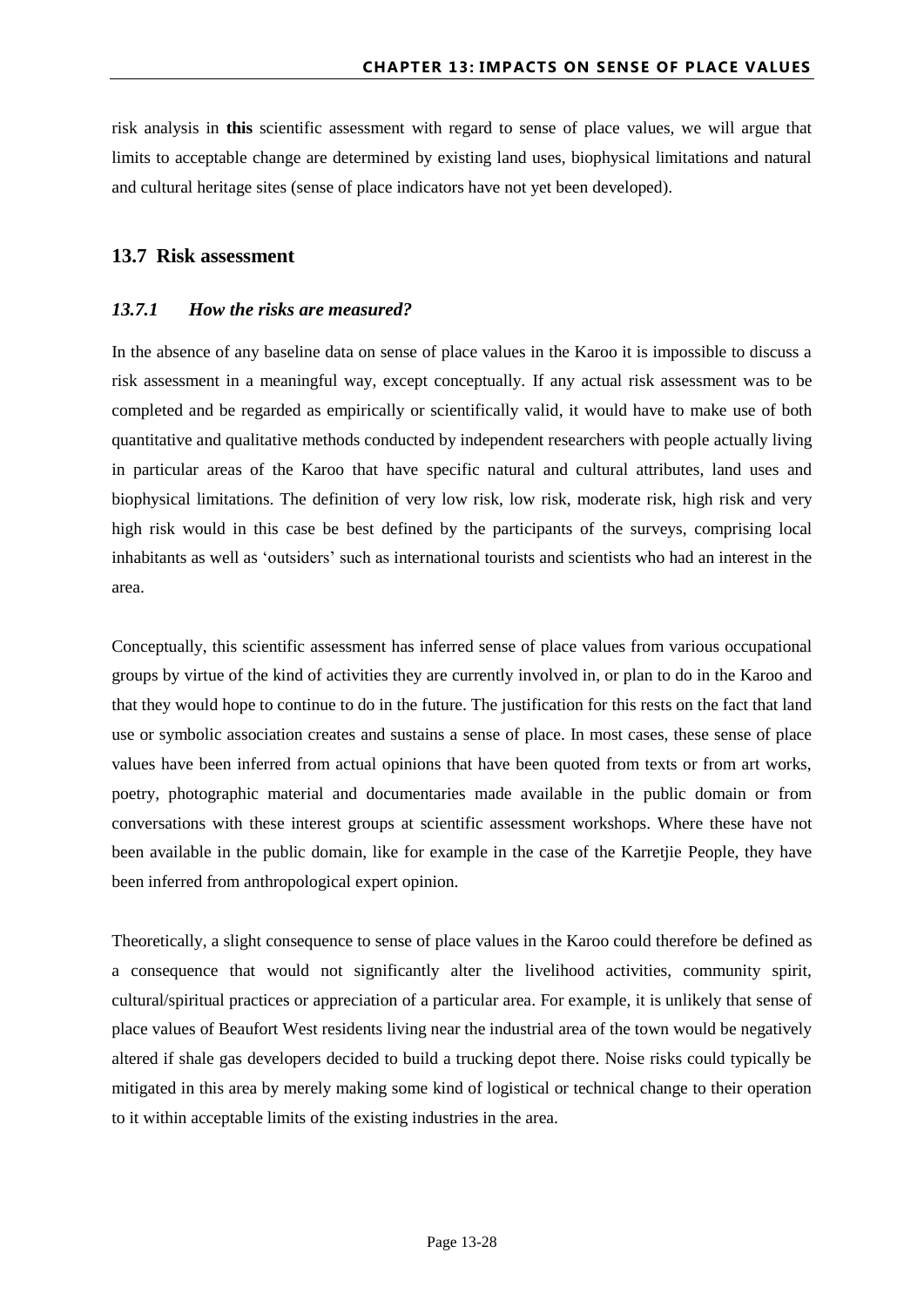risk analysis in **this** scientific assessment with regard to sense of place values, we will argue that limits to acceptable change are determined by existing land uses, biophysical limitations and natural and cultural heritage sites (sense of place indicators have not yet been developed).

## 13.7 Risk assessment

### *13.7.1 How the risks are measured?*

In the absence of any baseline data on sense of place values in the Karoo it is impossible to discuss a risk assessment in a meaningful way, except conceptually. If any actual risk assessment was to be completed and be regarded as empirically or scientifically valid, it would have to make use of both quantitative and qualitative methods conducted by independent researchers with people actually living in particular areas of the Karoo that have specific natural and cultural attributes, land uses and biophysical limitations. The definition of very low risk, low risk, moderate risk, high risk and very high risk would in this case be best defined by the participants of the surveys, comprising local inhabitants as well as 'outsiders' such as international tourists and scientists who had an interest in the area.

Conceptually, this scientific assessment has inferred sense of place values from various occupational groups by virtue of the kind of activities they are currently involved in, or plan to do in the Karoo and that they would hope to continue to do in the future. The justification for this rests on the fact that land use or symbolic association creates and sustains a sense of place. In most cases, these sense of place values have been inferred from actual opinions that have been quoted from texts or from art works, poetry, photographic material and documentaries made available in the public domain or from conversations with these interest groups at scientific assessment workshops. Where these have not been available in the public domain, like for example in the case of the Karretjie People, they have been inferred from anthropological expert opinion.

Theoretically, a slight consequence to sense of place values in the Karoo could therefore be defined as a consequence that would not significantly alter the livelihood activities, community spirit, cultural/spiritual practices or appreciation of a particular area. For example, it is unlikely that sense of place values of Beaufort West residents living near the industrial area of the town would be negatively altered if shale gas developers decided to build a trucking depot there. Noise risks could typically be mitigated in this area by merely making some kind of logistical or technical change to their operation to it within acceptable limits of the existing industries in the area.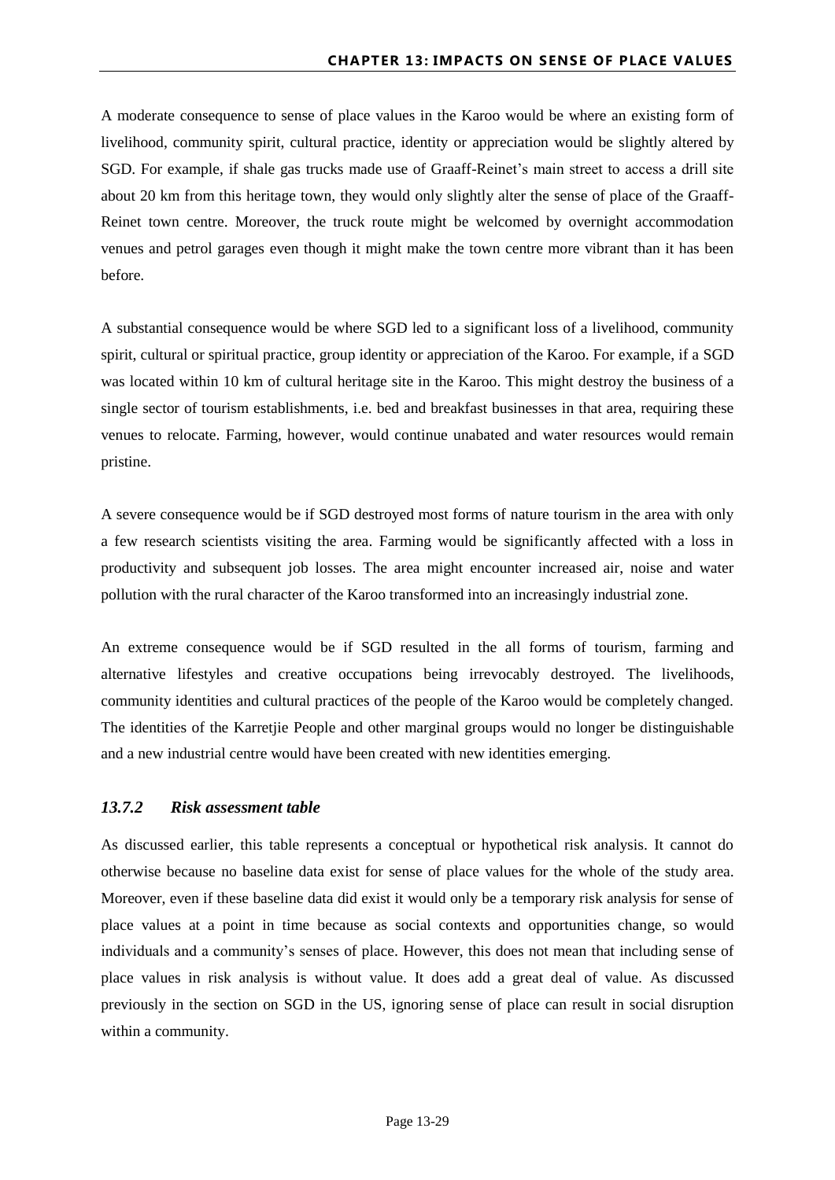A moderate consequence to sense of place values in the Karoo would be where an existing form of livelihood, community spirit, cultural practice, identity or appreciation would be slightly altered by SGD. For example, if shale gas trucks made use of Graaff-Reinet's main street to access a drill site about 20 km from this heritage town, they would only slightly alter the sense of place of the Graaff-Reinet town centre. Moreover, the truck route might be welcomed by overnight accommodation venues and petrol garages even though it might make the town centre more vibrant than it has been before.

A substantial consequence would be where SGD led to a significant loss of a livelihood, community spirit, cultural or spiritual practice, group identity or appreciation of the Karoo. For example, if a SGD was located within 10 km of cultural heritage site in the Karoo. This might destroy the business of a single sector of tourism establishments, i.e. bed and breakfast businesses in that area, requiring these venues to relocate. Farming, however, would continue unabated and water resources would remain pristine.

A severe consequence would be if SGD destroyed most forms of nature tourism in the area with only a few research scientists visiting the area. Farming would be significantly affected with a loss in productivity and subsequent job losses. The area might encounter increased air, noise and water pollution with the rural character of the Karoo transformed into an increasingly industrial zone.

An extreme consequence would be if SGD resulted in the all forms of tourism, farming and alternative lifestyles and creative occupations being irrevocably destroyed. The livelihoods, community identities and cultural practices of the people of the Karoo would be completely changed. The identities of the Karretjie People and other marginal groups would no longer be distinguishable and a new industrial centre would have been created with new identities emerging.

### *13.7.2 Risk assessment table*

As discussed earlier, this table represents a conceptual or hypothetical risk analysis. It cannot do otherwise because no baseline data exist for sense of place values for the whole of the study area. Moreover, even if these baseline data did exist it would only be a temporary risk analysis for sense of place values at a point in time because as social contexts and opportunities change, so would individuals and a community's senses of place. However, this does not mean that including sense of place values in risk analysis is without value. It does add a great deal of value. As discussed previously in the section on SGD in the US, ignoring sense of place can result in social disruption within a community.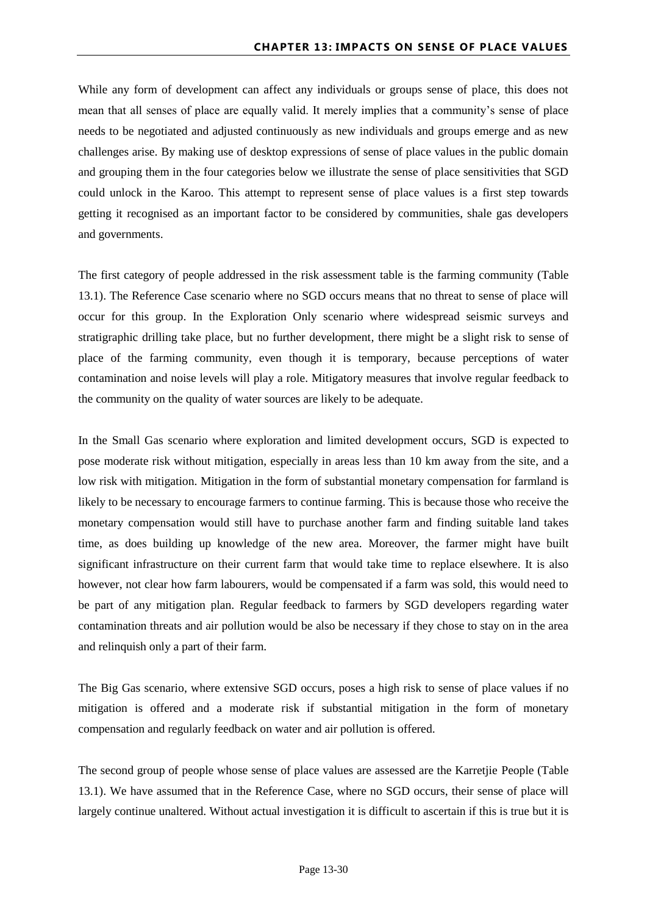While any form of development can affect any individuals or groups sense of place, this does not mean that all senses of place are equally valid. It merely implies that a community's sense of place needs to be negotiated and adjusted continuously as new individuals and groups emerge and as new challenges arise. By making use of desktop expressions of sense of place values in the public domain and grouping them in the four categories below we illustrate the sense of place sensitivities that SGD could unlock in the Karoo. This attempt to represent sense of place values is a first step towards getting it recognised as an important factor to be considered by communities, shale gas developers and governments.

The first category of people addressed in the risk assessment table is the farming community (Table 13.1). The Reference Case scenario where no SGD occurs means that no threat to sense of place will occur for this group. In the Exploration Only scenario where widespread seismic surveys and stratigraphic drilling take place, but no further development, there might be a slight risk to sense of place of the farming community, even though it is temporary, because perceptions of water contamination and noise levels will play a role. Mitigatory measures that involve regular feedback to the community on the quality of water sources are likely to be adequate.

In the Small Gas scenario where exploration and limited development occurs, SGD is expected to pose moderate risk without mitigation, especially in areas less than 10 km away from the site, and a low risk with mitigation. Mitigation in the form of substantial monetary compensation for farmland is likely to be necessary to encourage farmers to continue farming. This is because those who receive the monetary compensation would still have to purchase another farm and finding suitable land takes time, as does building up knowledge of the new area. Moreover, the farmer might have built significant infrastructure on their current farm that would take time to replace elsewhere. It is also however, not clear how farm labourers, would be compensated if a farm was sold, this would need to be part of any mitigation plan. Regular feedback to farmers by SGD developers regarding water contamination threats and air pollution would be also be necessary if they chose to stay on in the area and relinquish only a part of their farm.

The Big Gas scenario, where extensive SGD occurs, poses a high risk to sense of place values if no mitigation is offered and a moderate risk if substantial mitigation in the form of monetary compensation and regularly feedback on water and air pollution is offered.

The second group of people whose sense of place values are assessed are the Karretjie People (Table 13.1). We have assumed that in the Reference Case, where no SGD occurs, their sense of place will largely continue unaltered. Without actual investigation it is difficult to ascertain if this is true but it is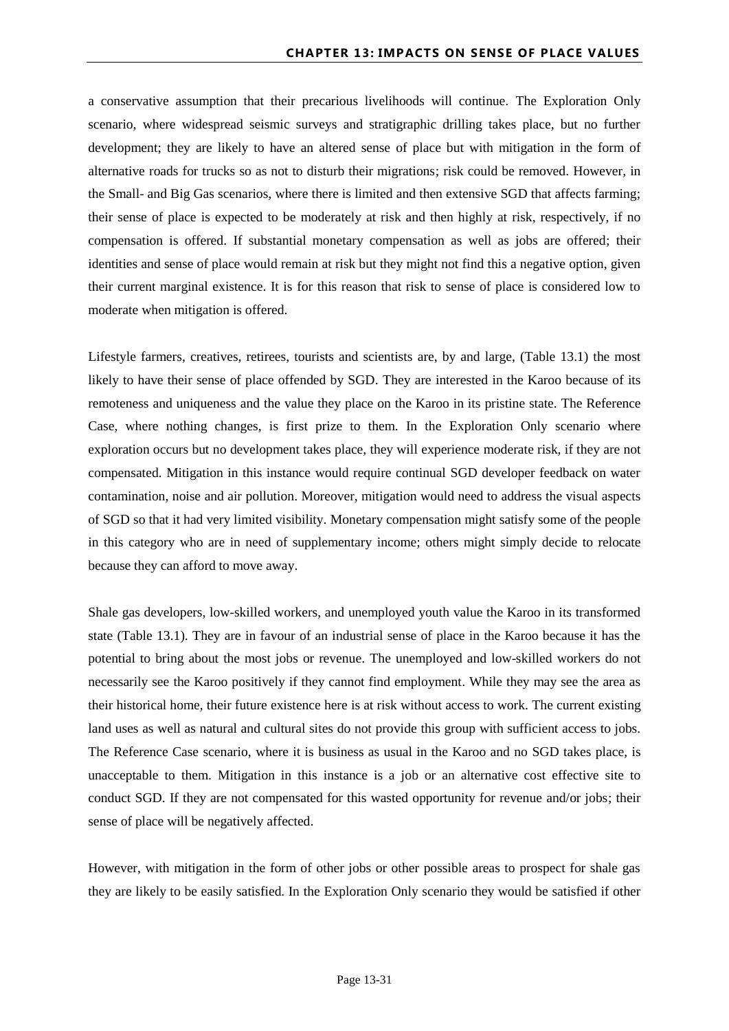a conservative assumption that their precarious livelihoods will continue. The Exploration Only scenario, where widespread seismic surveys and stratigraphic drilling takes place, but no further development; they are likely to have an altered sense of place but with mitigation in the form of alternative roads for trucks so as not to disturb their migrations; risk could be removed. However, in the Small- and Big Gas scenarios, where there is limited and then extensive SGD that affects farming; their sense of place is expected to be moderately at risk and then highly at risk, respectively, if no compensation is offered. If substantial monetary compensation as well as jobs are offered; their identities and sense of place would remain at risk but they might not find this a negative option, given their current marginal existence. It is for this reason that risk to sense of place is considered low to moderate when mitigation is offered.

Lifestyle farmers, creatives, retirees, tourists and scientists are, by and large, (Table 13.1) the most likely to have their sense of place offended by SGD. They are interested in the Karoo because of its remoteness and uniqueness and the value they place on the Karoo in its pristine state. The Reference Case, where nothing changes, is first prize to them. In the Exploration Only scenario where exploration occurs but no development takes place, they will experience moderate risk, if they are not compensated. Mitigation in this instance would require continual SGD developer feedback on water contamination, noise and air pollution. Moreover, mitigation would need to address the visual aspects of SGD so that it had very limited visibility. Monetary compensation might satisfy some of the people in this category who are in need of supplementary income; others might simply decide to relocate because they can afford to move away.

Shale gas developers, low-skilled workers, and unemployed youth value the Karoo in its transformed state (Table 13.1). They are in favour of an industrial sense of place in the Karoo because it has the potential to bring about the most jobs or revenue. The unemployed and low-skilled workers do not necessarily see the Karoo positively if they cannot find employment. While they may see the area as their historical home, their future existence here is at risk without access to work. The current existing land uses as well as natural and cultural sites do not provide this group with sufficient access to jobs. The Reference Case scenario, where it is business as usual in the Karoo and no SGD takes place, is unacceptable to them. Mitigation in this instance is a job or an alternative cost effective site to conduct SGD. If they are not compensated for this wasted opportunity for revenue and/or jobs; their sense of place will be negatively affected.

However, with mitigation in the form of other jobs or other possible areas to prospect for shale gas they are likely to be easily satisfied. In the Exploration Only scenario they would be satisfied if other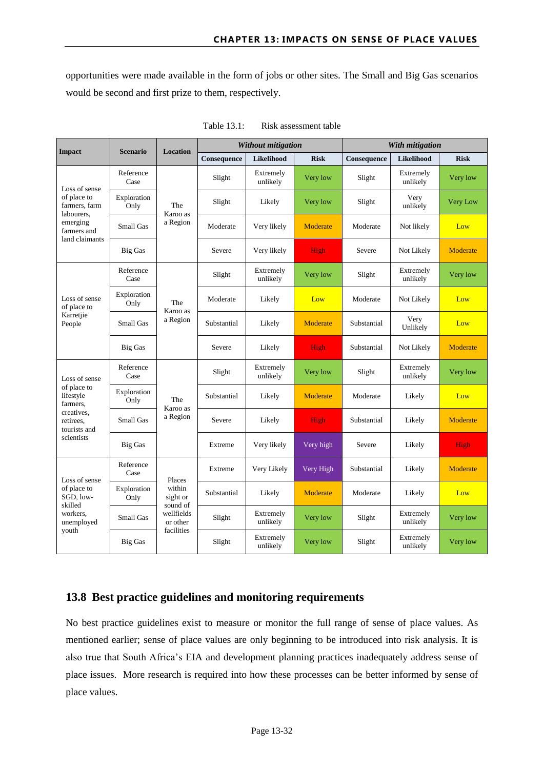opportunities were made available in the form of jobs or other sites. The Small and Big Gas scenarios would be second and first prize to them, respectively.

Table 13.1: Risk assessment table

| Impact | Scenario | Location | *Without mitigation* | | | *With mitigation* | | |
|---|---|---|---|---|---|---|---|---|
| | | | **Consequence** | **Likelihood** | **Risk** | **Consequence** | **Likelihood** | **Risk** |
| Loss of sense of place to farmers, farm labourers, emerging farmers and land claimants | Reference Case | The Karoo as a Region | Slight | Extremely unlikely | Very low | Slight | Extremely unlikely | Very low |
| | Exploration Only | | Slight | Likely | Very low | Slight | Very unlikely | Very Low |
| | Small Gas | | Moderate | Very likely | Moderate | Moderate | Not likely | Low |
| | Big Gas | | Severe | Very likely | High | Severe | Not Likely | Moderate |
| Loss of sense of place to Karretjie People | Reference Case | The Karoo as a Region | Slight | Extremely unlikely | Very low | Slight | Extremely unlikely | Very low |
| | Exploration Only | | Moderate | Likely | Low | Moderate | Not Likely | Low |
| | Small Gas | | Substantial | Likely | Moderate | Substantial | Very Unlikely | Low |
| | Big Gas | | Severe | Likely | High | Substantial | Not Likely | Moderate |
| Loss of sense of place to lifestyle farmers, creatives, retirees, tourists and scientists | Reference Case | The Karoo as a Region | Slight | Extremely unlikely | Very low | Slight | Extremely unlikely | Very low |
| | Exploration Only | | Substantial | Likely | Moderate | Moderate | Likely | Low |
| | Small Gas | | Severe | Likely | High | Substantial | Likely | Moderate |
| | Big Gas | | Extreme | Very likely | Very high | Severe | Likely | High |
| Loss of sense of place to SGD, low-skilled workers, unemployed youth | Reference Case | Places within sight or sound of wellfields or other facilities | Extreme | Very Likely | Very High | Substantial | Likely | Moderate |
| | Exploration Only | | Substantial | Likely | Moderate | Moderate | Likely | Low |
| | Small Gas | | Slight | Extremely unlikely | Very low | Slight | Extremely unlikely | Very low |
| | Big Gas | | Slight | Extremely unlikely | Very low | Slight | Extremely unlikely | Very low |

## 13.8 Best practice guidelines and monitoring requirements

No best practice guidelines exist to measure or monitor the full range of sense of place values. As mentioned earlier; sense of place values are only beginning to be introduced into risk analysis. It is also true that South Africa's EIA and development planning practices inadequately address sense of place issues. More research is required into how these processes can be better informed by sense of place values.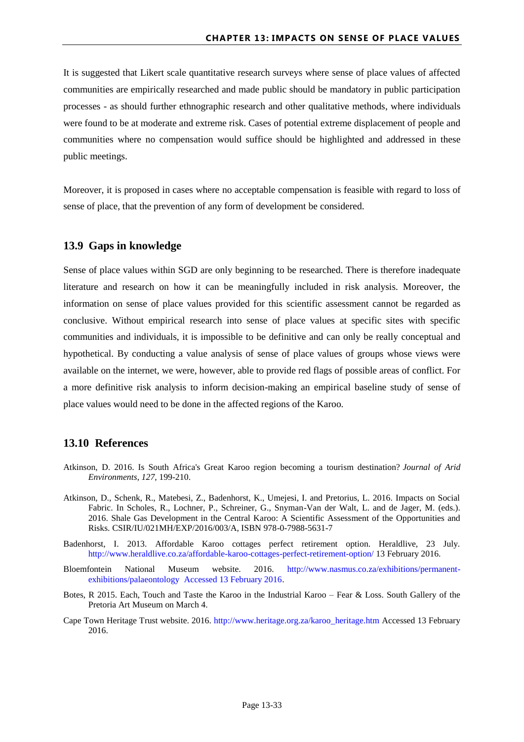It is suggested that Likert scale quantitative research surveys where sense of place values of affected communities are empirically researched and made public should be mandatory in public participation processes - as should further ethnographic research and other qualitative methods, where individuals were found to be at moderate and extreme risk. Cases of potential extreme displacement of people and communities where no compensation would suffice should be highlighted and addressed in these public meetings.

Moreover, it is proposed in cases where no acceptable compensation is feasible with regard to loss of sense of place, that the prevention of any form of development be considered.

## 13.9 Gaps in knowledge

Sense of place values within SGD are only beginning to be researched. There is therefore inadequate literature and research on how it can be meaningfully included in risk analysis. Moreover, the information on sense of place values provided for this scientific assessment cannot be regarded as conclusive. Without empirical research into sense of place values at specific sites with specific communities and individuals, it is impossible to be definitive and can only be really conceptual and hypothetical. By conducting a value analysis of sense of place values of groups whose views were available on the internet, we were, however, able to provide red flags of possible areas of conflict. For a more definitive risk analysis to inform decision-making an empirical baseline study of sense of place values would need to be done in the affected regions of the Karoo.

## 13.10 References

Atkinson, D. 2016. Is South Africa's Great Karoo region becoming a tourism destination? *Journal of Arid Environments, 127*, 199-210.

Atkinson, D., Schenk, R., Matebesi, Z., Badenhorst, K., Umejesi, I. and Pretorius, L. 2016. Impacts on Social Fabric. In Scholes, R., Lochner, P., Schreiner, G., Snyman-Van der Walt, L. and de Jager, M. (eds.). 2016. Shale Gas Development in the Central Karoo: A Scientific Assessment of the Opportunities and Risks. CSIR/IU/021MH/EXP/2016/003/A, ISBN 978-0-7988-5631-7

Badenhorst, I. 2013. Affordable Karoo cottages perfect retirement option. Heraldlive, 23 July. http://www.heraldlive.co.za/affordable-karoo-cottages-perfect-retirement-option/ 13 February 2016.

Bloemfontein National Museum website. 2016. http://www.nasmus.co.za/exhibitions/permanent-exhibitions/palaeontology Accessed 13 February 2016.

Botes, R 2015. Each, Touch and Taste the Karoo in the Industrial Karoo – Fear & Loss. South Gallery of the Pretoria Art Museum on March 4.

Cape Town Heritage Trust website. 2016. http://www.heritage.org.za/karoo_heritage.htm Accessed 13 February 2016.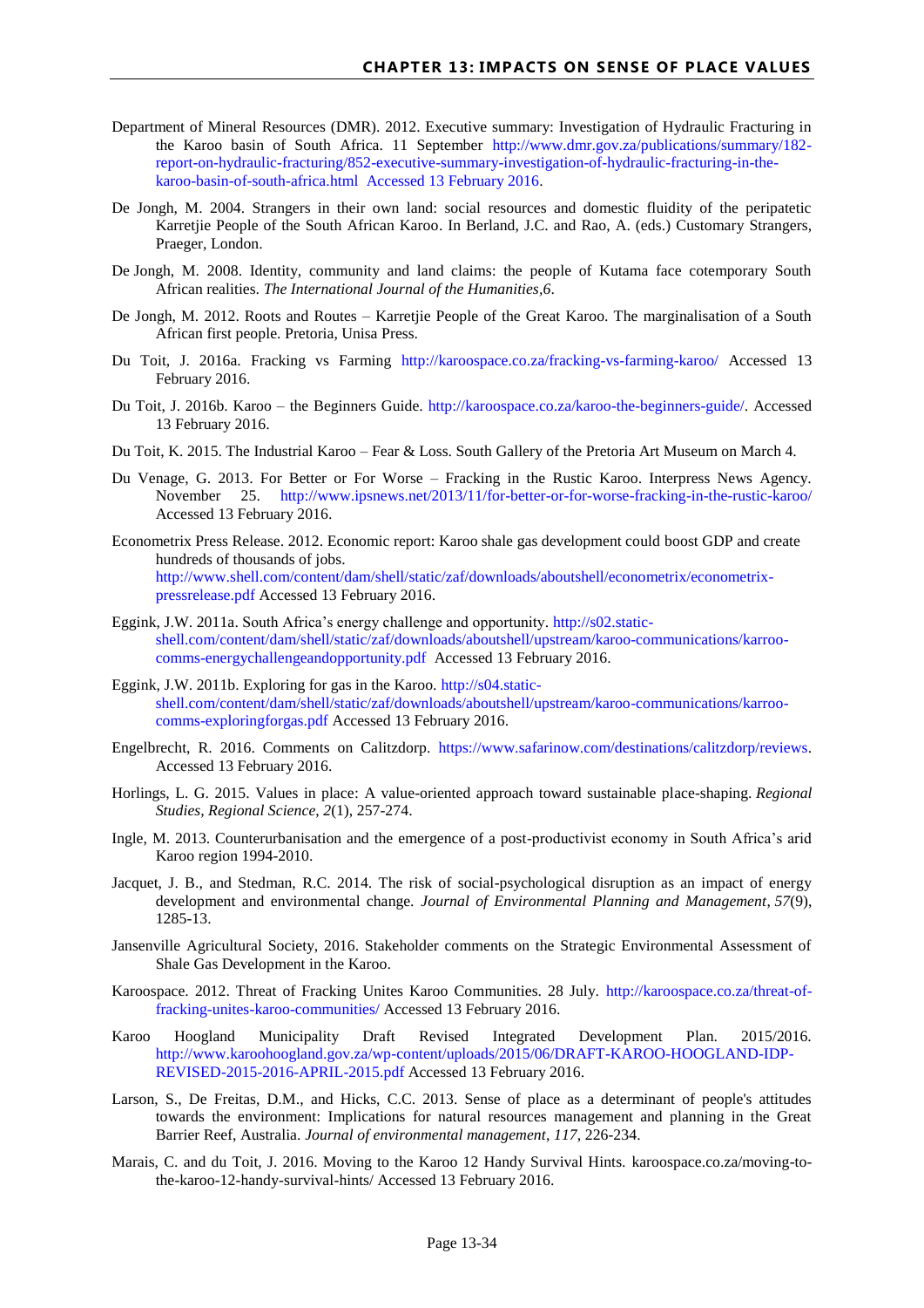Department of Mineral Resources (DMR). 2012. Executive summary: Investigation of Hydraulic Fracturing in the Karoo basin of South Africa. 11 September http://www.dmr.gov.za/publications/summary/182-report-on-hydraulic-fracturing/852-executive-summary-investigation-of-hydraulic-fracturing-in-the-karoo-basin-of-south-africa.html Accessed 13 February 2016.

De Jongh, M. 2004. Strangers in their own land: social resources and domestic fluidity of the peripatetic Karretjie People of the South African Karoo. In Berland, J.C. and Rao, A. (eds.) Customary Strangers, Praeger, London.

De Jongh, M. 2008. Identity, community and land claims: the people of Kutama face cotemporary South African realities. *The International Journal of the Humanities,6*.

De Jongh, M. 2012. Roots and Routes – Karretjie People of the Great Karoo. The marginalisation of a South African first people. Pretoria, Unisa Press.

Du Toit, J. 2016a. Fracking vs Farming http://karoospace.co.za/fracking-vs-farming-karoo/ Accessed 13 February 2016.

Du Toit, J. 2016b. Karoo – the Beginners Guide. http://karoospace.co.za/karoo-the-beginners-guide/. Accessed 13 February 2016.

Du Toit, K. 2015. The Industrial Karoo – Fear & Loss. South Gallery of the Pretoria Art Museum on March 4.

Du Venage, G. 2013. For Better or For Worse – Fracking in the Rustic Karoo. Interpress News Agency. November 25. http://www.ipsnews.net/2013/11/for-better-or-for-worse-fracking-in-the-rustic-karoo/ Accessed 13 February 2016.

Econometrix Press Release. 2012. Economic report: Karoo shale gas development could boost GDP and create hundreds of thousands of jobs. http://www.shell.com/content/dam/shell/static/zaf/downloads/aboutshell/econometrix/econometrix-pressrelease.pdf Accessed 13 February 2016.

Eggink, J.W. 2011a. South Africa's energy challenge and opportunity. http://s02.static-shell.com/content/dam/shell/static/zaf/downloads/aboutshell/upstream/karoo-communications/karroo-comms-energychallengeandopportunity.pdf Accessed 13 February 2016.

Eggink, J.W. 2011b. Exploring for gas in the Karoo. http://s04.static-shell.com/content/dam/shell/static/zaf/downloads/aboutshell/upstream/karoo-communications/karroo-comms-exploringforgas.pdf Accessed 13 February 2016.

Engelbrecht, R. 2016. Comments on Calitzdorp. https://www.safarinow.com/destinations/calitzdorp/reviews. Accessed 13 February 2016.

Horlings, L. G. 2015. Values in place: A value-oriented approach toward sustainable place-shaping. *Regional Studies, Regional Science*, *2*(1), 257-274.

Ingle, M. 2013. Counterurbanisation and the emergence of a post-productivist economy in South Africa's arid Karoo region 1994-2010.

Jacquet, J. B., and Stedman, R.C. 2014. The risk of social-psychological disruption as an impact of energy development and environmental change. *Journal of Environmental Planning and Management*, *57*(9), 1285-13.

Jansenville Agricultural Society, 2016. Stakeholder comments on the Strategic Environmental Assessment of Shale Gas Development in the Karoo.

Karoospace. 2012. Threat of Fracking Unites Karoo Communities. 28 July. http://karoospace.co.za/threat-of-fracking-unites-karoo-communities/ Accessed 13 February 2016.

Karoo Hoogland Municipality Draft Revised Integrated Development Plan. 2015/2016. http://www.karoohoogland.gov.za/wp-content/uploads/2015/06/DRAFT-KAROO-HOOGLAND-IDP-REVISED-2015-2016-APRIL-2015.pdf Accessed 13 February 2016.

Larson, S., De Freitas, D.M., and Hicks, C.C. 2013. Sense of place as a determinant of people's attitudes towards the environment: Implications for natural resources management and planning in the Great Barrier Reef, Australia. *Journal of environmental management*, *117*, 226-234.

Marais, C. and du Toit, J. 2016. Moving to the Karoo 12 Handy Survival Hints. karoospace.co.za/moving-to-the-karoo-12-handy-survival-hints/ Accessed 13 February 2016.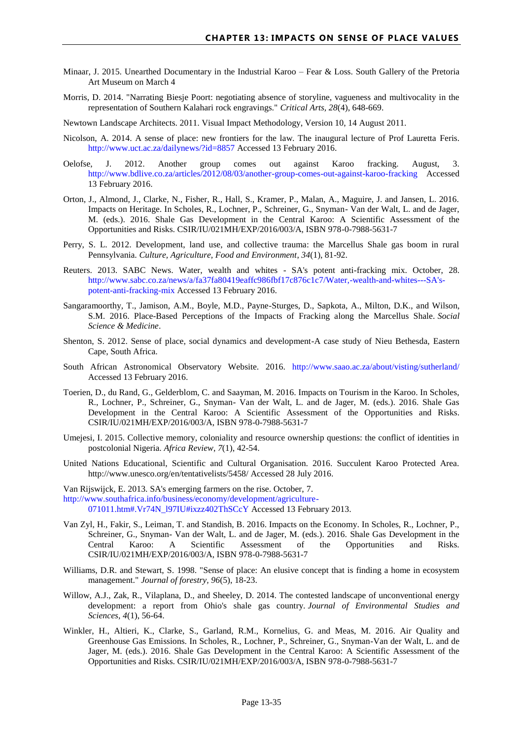Minaar, J. 2015. Unearthed Documentary in the Industrial Karoo – Fear & Loss. South Gallery of the Pretoria Art Museum on March 4

Morris, D. 2014. "Narrating Biesje Poort: negotiating absence of storyline, vagueness and multivocality in the representation of Southern Kalahari rock engravings." *Critical Arts*, *28*(4), 648-669.

Newtown Landscape Architects. 2011. Visual Impact Methodology, Version 10, 14 August 2011.

Nicolson, A. 2014. A sense of place: new frontiers for the law. The inaugural lecture of Prof Lauretta Feris. http://www.uct.ac.za/dailynews/?id=8857 Accessed 13 February 2016.

Oelofse, J. 2012. Another group comes out against Karoo fracking. August, 3. http://www.bdlive.co.za/articles/2012/08/03/another-group-comes-out-against-karoo-fracking Accessed 13 February 2016.

Orton, J., Almond, J., Clarke, N., Fisher, R., Hall, S., Kramer, P., Malan, A., Maguire, J. and Jansen, L. 2016. Impacts on Heritage. In Scholes, R., Lochner, P., Schreiner, G., Snyman- Van der Walt, L. and de Jager, M. (eds.). 2016. Shale Gas Development in the Central Karoo: A Scientific Assessment of the Opportunities and Risks. CSIR/IU/021MH/EXP/2016/003/A, ISBN 978-0-7988-5631-7

Perry, S. L. 2012. Development, land use, and collective trauma: the Marcellus Shale gas boom in rural Pennsylvania. *Culture, Agriculture, Food and Environment*, *34*(1), 81-92.

Reuters. 2013. SABC News. Water, wealth and whites - SA's potent anti-fracking mix. October, 28. http://www.sabc.co.za/news/a/fa37fa80419eaffc986fbf17c876c1c7/Water,-wealth-and-whites---SA's-potent-anti-fracking-mix Accessed 13 February 2016.

Sangaramoorthy, T., Jamison, A.M., Boyle, M.D., Payne-Sturges, D., Sapkota, A., Milton, D.K., and Wilson, S.M. 2016. Place-Based Perceptions of the Impacts of Fracking along the Marcellus Shale. *Social Science & Medicine*.

Shenton, S. 2012. Sense of place, social dynamics and development-A case study of Nieu Bethesda, Eastern Cape, South Africa.

South African Astronomical Observatory Website. 2016. http://www.saao.ac.za/about/visting/sutherland/ Accessed 13 February 2016.

Toerien, D., du Rand, G., Gelderblom, C. and Saayman, M. 2016. Impacts on Tourism in the Karoo. In Scholes, R., Lochner, P., Schreiner, G., Snyman- Van der Walt, L. and de Jager, M. (eds.). 2016. Shale Gas Development in the Central Karoo: A Scientific Assessment of the Opportunities and Risks. CSIR/IU/021MH/EXP/2016/003/A, ISBN 978-0-7988-5631-7

Umejesi, I. 2015. Collective memory, coloniality and resource ownership questions: the conflict of identities in postcolonial Nigeria. *Africa Review*, *7*(1), 42-54.

United Nations Educational, Scientific and Cultural Organisation. 2016. Succulent Karoo Protected Area. http://www.unesco.org/en/tentativelists/5458/ Accessed 28 July 2016.

Van Rijswijck, E. 2013. SA's emerging farmers on the rise. October, 7. http://www.southafrica.info/business/economy/development/agriculture-071011.htm#.Vr74N_l97IU#ixzz402ThSCcY Accessed 13 February 2013.

Van Zyl, H., Fakir, S., Leiman, T. and Standish, B. 2016. Impacts on the Economy. In Scholes, R., Lochner, P., Schreiner, G., Snyman- Van der Walt, L. and de Jager, M. (eds.). 2016. Shale Gas Development in the Central Karoo: A Scientific Assessment of the Opportunities and Risks. CSIR/IU/021MH/EXP/2016/003/A, ISBN 978-0-7988-5631-7

Williams, D.R. and Stewart, S. 1998. "Sense of place: An elusive concept that is finding a home in ecosystem management." *Journal of forestry*, *96*(5), 18-23.

Willow, A.J., Zak, R., Vilaplana, D., and Sheeley, D. 2014. The contested landscape of unconventional energy development: a report from Ohio's shale gas country. *Journal of Environmental Studies and Sciences*, *4*(1), 56-64.

Winkler, H., Altieri, K., Clarke, S., Garland, R.M., Kornelius, G. and Meas, M. 2016. Air Quality and Greenhouse Gas Emissions. In Scholes, R., Lochner, P., Schreiner, G., Snyman-Van der Walt, L. and de Jager, M. (eds.). 2016. Shale Gas Development in the Central Karoo: A Scientific Assessment of the Opportunities and Risks. CSIR/IU/021MH/EXP/2016/003/A, ISBN 978-0-7988-5631-7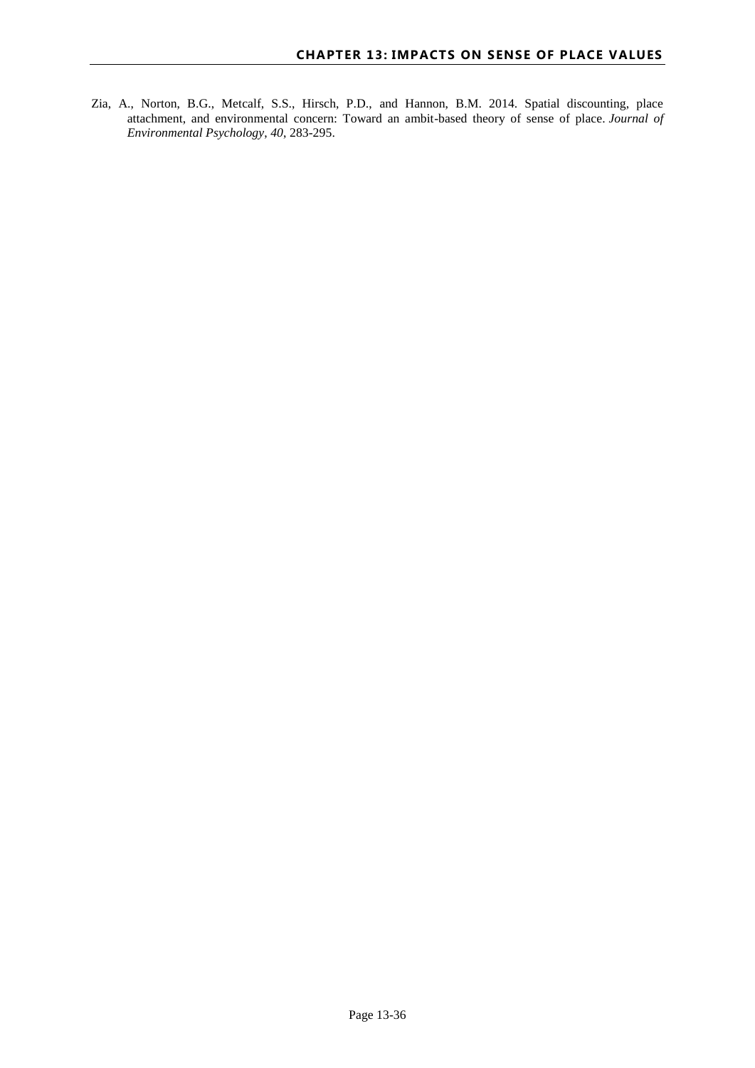Zia, A., Norton, B.G., Metcalf, S.S., Hirsch, P.D., and Hannon, B.M. 2014. Spatial discounting, place attachment, and environmental concern: Toward an ambit-based theory of sense of place. *Journal of Environmental Psychology*, *40*, 283-295.